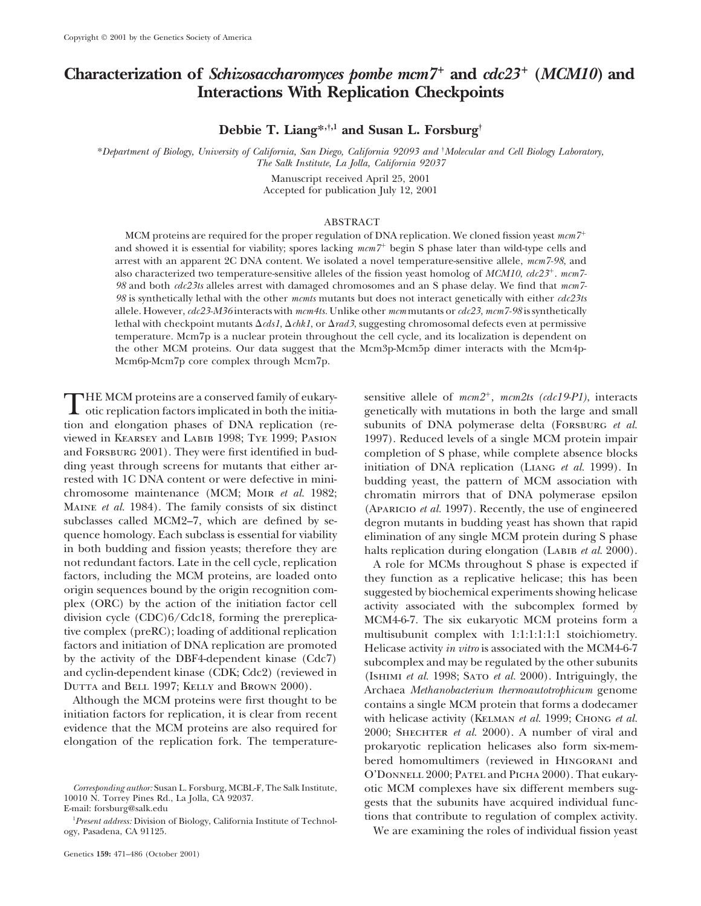Copyright © 2001 by the Genetics Society of America

# Characterization of *Schizosaccharomyces pombe mcm7⁺* and *cdc23⁺* (*MCM10*) and Interactions With Replication Checkpoints

**Debbie T. Liang*,†,1 and Susan L. Forsburg†**

*Department of Biology, University of California, San Diego, California 92093 and †Molecular and Cell Biology Laboratory, The Salk Institute, La Jolla, California 92037

Manuscript received April 25, 2001
Accepted for publication July 12, 2001

## ABSTRACT

MCM proteins are required for the proper regulation of DNA replication. We cloned fission yeast *mcm7⁺* and showed it is essential for viability; spores lacking *mcm7⁺* begin S phase later than wild-type cells and arrest with an apparent 2C DNA content. We isolated a novel temperature-sensitive allele, *mcm7-98*, and also characterized two temperature-sensitive alleles of the fission yeast homolog of *MCM10*, *cdc23⁺*. *mcm7-98* and both *cdc23ts* alleles arrest with damaged chromosomes and an S phase delay. We find that *mcm7-98* is synthetically lethal with the other *mcmts* mutants but does not interact genetically with either *cdc23ts* allele. However, *cdc23-M36* interacts with *mcm4ts*. Unlike other *mcm* mutants or *cdc23*, *mcm7-98* is synthetically lethal with checkpoint mutants Δ*cds1*, Δ*chk1*, or Δ*rad3*, suggesting chromosomal defects even at permissive temperature. Mcm7p is a nuclear protein throughout the cell cycle, and its localization is dependent on the other MCM proteins. Our data suggest that the Mcm3p-Mcm5p dimer interacts with the Mcm4p-Mcm6p-Mcm7p core complex through Mcm7p.

THE MCM proteins are a conserved family of eukaryotic replication factors implicated in both the initiation and elongation phases of DNA replication (reviewed in Kearsey and Labib 1998; Tye 1999; Pasion and Forsburg 2001). They were first identified in budding yeast through screens for mutants that either arrested with 1C DNA content or were defective in minichromosome maintenance (MCM; Moir *et al.* 1982; Maine *et al.* 1984). The family consists of six distinct subclasses called MCM2–7, which are defined by sequence homology. Each subclass is essential for viability in both budding and fission yeasts; therefore they are not redundant factors. Late in the cell cycle, replication factors, including the MCM proteins, are loaded onto origin sequences bound by the origin recognition complex (ORC) by the action of the initiation factor cell division cycle (CDC)6/Cdc18, forming the prereplicative complex (preRC); loading of additional replication factors and initiation of DNA replication are promoted by the activity of the DBF4-dependent kinase (Cdc7) and cyclin-dependent kinase (CDK; Cdc2) (reviewed in Dutta and Bell 1997; Kelly and Brown 2000).

Although the MCM proteins were first thought to be initiation factors for replication, it is clear from recent evidence that the MCM proteins are also required for elongation of the replication fork. The temperature-sensitive allele of *mcm2⁺*, *mcm2ts (cdc19-P1)*, interacts genetically with mutations in both the large and small subunits of DNA polymerase delta (Forsburg *et al.* 1997). Reduced levels of a single MCM protein impair completion of S phase, while complete absence blocks initiation of DNA replication (Liang *et al.* 1999). In budding yeast, the pattern of MCM association with chromatin mirrors that of DNA polymerase epsilon (Aparicio *et al.* 1997). Recently, the use of engineered degron mutants in budding yeast has shown that rapid elimination of any single MCM protein during S phase halts replication during elongation (Labib *et al.* 2000).

A role for MCMs throughout S phase is expected if they function as a replicative helicase; this has been suggested by biochemical experiments showing helicase activity associated with the subcomplex formed by MCM4-6-7. The six eukaryotic MCM proteins form a multisubunit complex with 1:1:1:1:1:1 stoichiometry. Helicase activity *in vitro* is associated with the MCM4-6-7 subcomplex and may be regulated by the other subunits (Ishimi *et al.* 1998; Sato *et al.* 2000). Intriguingly, the Archaea *Methanobacterium thermoautotrophicum* genome contains a single MCM protein that forms a dodecamer with helicase activity (Kelman *et al.* 1999; Chong *et al.* 2000; Shechter *et al.* 2000). A number of viral and prokaryotic replication helicases also form six-membered homomultimers (reviewed in Hingorani and O'Donnell 2000; Patel and Picha 2000). That eukaryotic MCM complexes have six different members suggests that the subunits have acquired individual functions that contribute to regulation of complex activity.

We are examining the roles of individual fission yeast

*Corresponding author:* Susan L. Forsburg, MCBL-F, The Salk Institute, 10010 N. Torrey Pines Rd., La Jolla, CA 92037.
E-mail: forsburg@salk.edu

[1] *Present address:* Division of Biology, California Institute of Technology, Pasadena, CA 91125.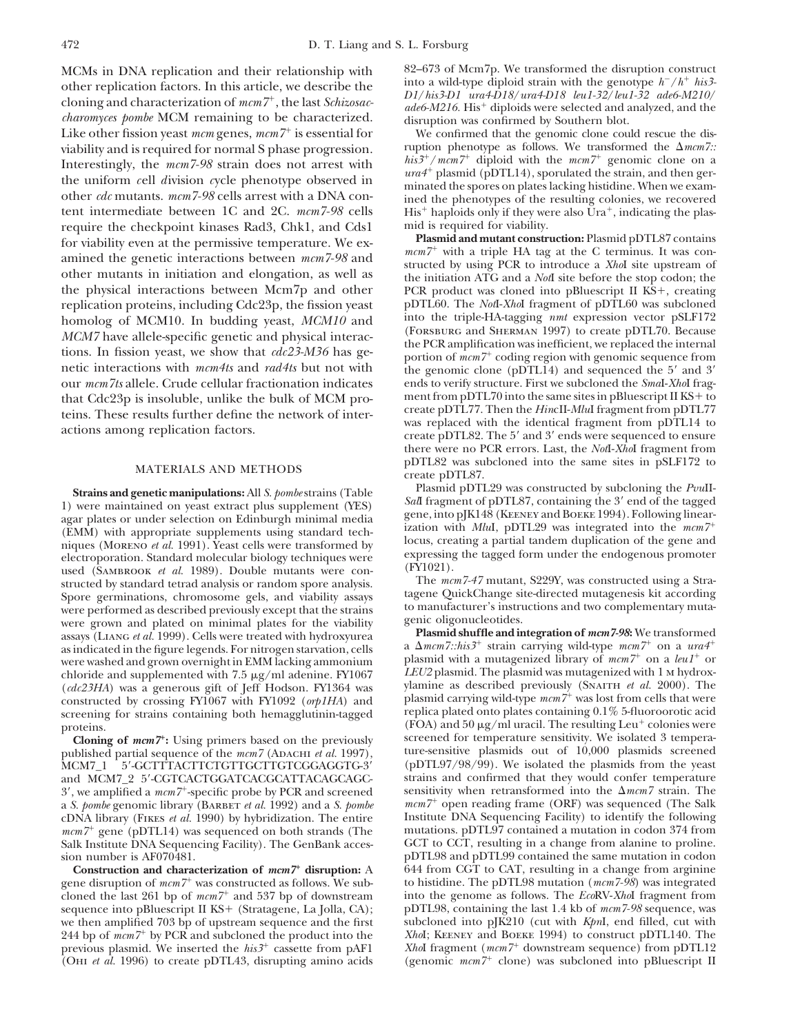MCMs in DNA replication and their relationship with other replication factors. In this article, we describe the cloning and characterization of *mcm7*$^+$, the last *Schizosaccharomyces pombe* MCM remaining to be characterized. Like other fission yeast *mcm* genes, *mcm7*$^+$ is essential for viability and is required for normal S phase progression. Interestingly, the *mcm7-98* strain does not arrest with the uniform *c*ell *d*ivision *c*ycle phenotype observed in other *cdc* mutants. *mcm7-98* cells arrest with a DNA content intermediate between 1C and 2C. *mcm7-98* cells require the checkpoint kinases Rad3, Chk1, and Cds1 for viability even at the permissive temperature. We examined the genetic interactions between *mcm7-98* and other mutants in initiation and elongation, as well as the physical interactions between Mcm7p and other replication proteins, including Cdc23p, the fission yeast homolog of MCM10. In budding yeast, *MCM10* and *MCM7* have allele-specific genetic and physical interactions. In fission yeast, we show that *cdc23-M36* has genetic interactions with *mcm4ts* and *rad4ts* but not with our *mcm7ts* allele. Crude cellular fractionation indicates that Cdc23p is insoluble, unlike the bulk of MCM proteins. These results further define the network of interactions among replication factors.

## MATERIALS AND METHODS

**Strains and genetic manipulations:** All *S. pombe* strains (Table 1) were maintained on yeast extract plus supplement (YES) agar plates or under selection on Edinburgh minimal media (EMM) with appropriate supplements using standard techniques (Moreno *et al.* 1991). Yeast cells were transformed by electroporation. Standard molecular biology techniques were used (Sambrook *et al.* 1989). Double mutants were constructed by standard tetrad analysis or random spore analysis. Spore germinations, chromosome gels, and viability assays were performed as described previously except that the strains were grown and plated on minimal plates for the viability assays (Liang *et al.* 1999). Cells were treated with hydroxyurea as indicated in the figure legends. For nitrogen starvation, cells were washed and grown overnight in EMM lacking ammonium chloride and supplemented with 7.5 μg/ml adenine. FY1067 (*cdc23HA*) was a generous gift of Jeff Hodson. FY1364 was constructed by crossing FY1067 with FY1092 (*orp1HA*) and screening for strains containing both hemagglutinin-tagged proteins.

**Cloning of *mcm7*$^+$:** Using primers based on the previously published partial sequence of the *mcm7* (Adachi *et al.* 1997), MCM7_1 5′-GCTTTACTTCTGTTGCTTGTCGGAGGTG-3′ and MCM7_2 5′-CGTCACTGGATCACGCATTACAGCAGC-3′, we amplified a *mcm7*$^+$-specific probe by PCR and screened a *S. pombe* genomic library (Barbet *et al.* 1992) and a *S. pombe* cDNA library (Fikes *et al.* 1990) by hybridization. The entire *mcm7*$^+$ gene (pDTL14) was sequenced on both strands (The Salk Institute DNA Sequencing Facility). The GenBank accession number is AF070481.

**Construction and characterization of *mcm7*$^+$ disruption:** A gene disruption of *mcm7*$^+$ was constructed as follows. We subcloned the last 261 bp of *mcm7*$^+$ and 537 bp of downstream sequence into pBluescript II KS+ (Stratagene, La Jolla, CA); we then amplified 703 bp of upstream sequence and the first 244 bp of *mcm7*$^+$ by PCR and subcloned the product into the previous plasmid. We inserted the *his3*$^+$ cassette from pAF1 (Ohi *et al.* 1996) to create pDTL43, disrupting amino acids 82–673 of Mcm7p. We transformed the disruption construct into a wild-type diploid strain with the genotype $h^-/h^+$ *his3-D1/his3-D1 ura4-D18/ura4-D18 leu1-32/leu1-32 ade6-M210/ade6-M216*. His$^+$ diploids were selected and analyzed, and the disruption was confirmed by Southern blot.

We confirmed that the genomic clone could rescue the disruption phenotype as follows. We transformed the Δ*mcm7::his3*$^+$/*mcm7*$^+$ diploid with the *mcm7*$^+$ genomic clone on a *ura4*$^+$ plasmid (pDTL14), sporulated the strain, and then germinated the spores on plates lacking histidine. When we examined the phenotypes of the resulting colonies, we recovered His$^+$ haploids only if they were also Ura$^+$, indicating the plasmid is required for viability.

**Plasmid and mutant construction:** Plasmid pDTL87 contains *mcm7*$^+$ with a triple HA tag at the C terminus. It was constructed by using PCR to introduce a *Xho*I site upstream of the initiation ATG and a *Not*I site before the stop codon; the PCR product was cloned into pBluescript II KS+, creating pDTL60. The *Not*I-*Xho*I fragment of pDTL60 was subcloned into the triple-HA-tagging *nmt* expression vector pSLF172 (Forsburg and Sherman 1997) to create pDTL70. Because the PCR amplification was inefficient, we replaced the internal portion of *mcm7*$^+$ coding region with genomic sequence from the genomic clone (pDTL14) and sequenced the 5′ and 3′ ends to verify structure. First we subcloned the *Sma*I-*Xho*I fragment from pDTL70 into the same sites in pBluescript II KS+ to create pDTL77. Then the *Hin*cII-*Mlu*I fragment from pDTL77 was replaced with the identical fragment from pDTL14 to create pDTL82. The 5′ and 3′ ends were sequenced to ensure there were no PCR errors. Last, the *Not*I-*Xho*I fragment from pDTL82 was subcloned into the same sites in pSLF172 to create pDTL87.

Plasmid pDTL29 was constructed by subcloning the *Pvu*II-*Sal*I fragment of pDTL87, containing the 3′ end of the tagged gene, into pJK148 (Keeney and Boeke 1994). Following linearization with *Mlu*I, pDTL29 was integrated into the *mcm7*$^+$ locus, creating a partial tandem duplication of the gene and expressing the tagged form under the endogenous promoter (FY1021).

The *mcm7-47* mutant, S229Y, was constructed using a Stratagene QuickChange site-directed mutagenesis kit according to manufacturer's instructions and two complementary mutagenic oligonucleotides.

**Plasmid shuffle and integration of *mcm7-98*:** We transformed a Δ*mcm7::his3*$^+$ strain carrying wild-type *mcm7*$^+$ on a *ura4*$^+$ plasmid with a mutagenized library of *mcm7*$^+$ on a *leu1*$^+$ or *LEU2* plasmid. The plasmid was mutagenized with 1 M hydroxylamine as described previously (Snaith *et al.* 2000). The plasmid carrying wild-type *mcm7*$^+$ was lost from cells that were replica plated onto plates containing 0.1% 5-fluoroorotic acid (FOA) and 50 μg/ml uracil. The resulting Leu$^+$ colonies were screened for temperature sensitivity. We isolated 3 temperature-sensitive plasmids out of 10,000 plasmids screened (pDTL97/98/99). We isolated the plasmids from the yeast strains and confirmed that they would confer temperature sensitivity when retransformed into the Δ*mcm7* strain. The *mcm7*$^+$ open reading frame (ORF) was sequenced (The Salk Institute DNA Sequencing Facility) to identify the following mutations. pDTL97 contained a mutation in codon 374 from GCT to CCT, resulting in a change from alanine to proline. pDTL98 and pDTL99 contained the same mutation in codon 644 from CGT to CAT, resulting in a change from arginine to histidine. The pDTL98 mutation (*mcm7-98*) was integrated into the genome as follows. The *Eco*RV-*Xho*I fragment from pDTL98, containing the last 1.4 kb of *mcm7-98* sequence, was subcloned into pJK210 (cut with *Kpn*I, end filled, cut with *Xho*I; Keeney and Boeke 1994) to construct pDTL140. The *Xho*I fragment (*mcm7*$^+$ downstream sequence) from pDTL12 (genomic *mcm7*$^+$ clone) was subcloned into pBluescript II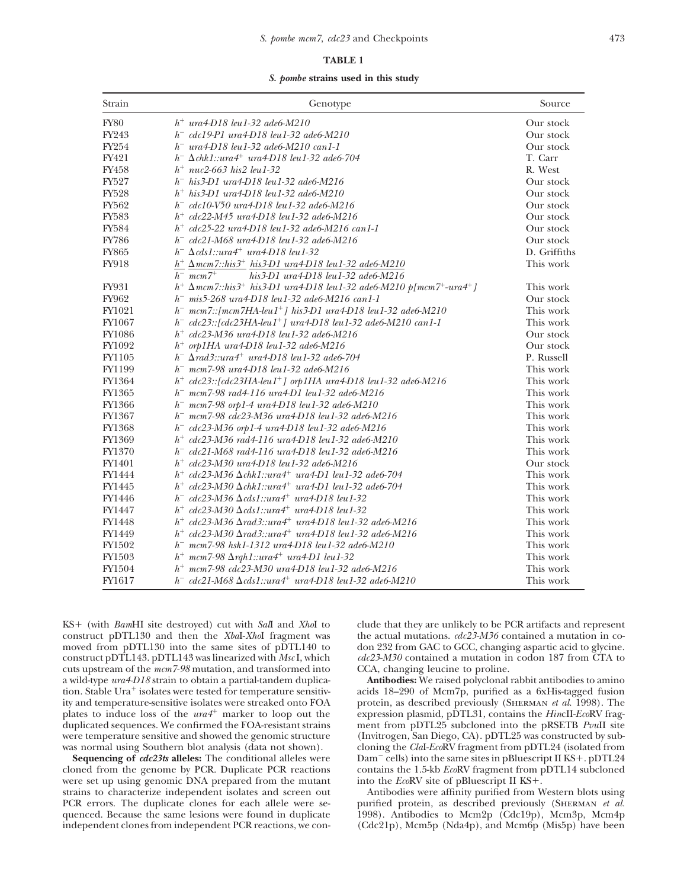**TABLE 1**

***S. pombe* strains used in this study**

| Strain | Genotype | Source |
|---|---|---|
| FY80 | $h^+$ *ura4-D18 leu1-32 ade6-M210* | Our stock |
| FY243 | $h^-$ *cdc19-P1 ura4-D18 leu1-32 ade6-M210* | Our stock |
| FY254 | $h^-$ *ura4-D18 leu1-32 ade6-M210 can1-1* | Our stock |
| FY421 | $h^-$ *Δchk1::ura4*$^+$ *ura4-D18 leu1-32 ade6-704* | T. Carr |
| FY458 | $h^+$ *nuc2-663 his2 leu1-32* | R. West |
| FY527 | $h^-$ *his3-D1 ura4-D18 leu1-32 ade6-M216* | Our stock |
| FY528 | $h^+$ *his3-D1 ura4-D18 leu1-32 ade6-M210* | Our stock |
| FY562 | $h^-$ *cdc10-V50 ura4-D18 leu1-32 ade6-M216* | Our stock |
| FY583 | $h^+$ *cdc22-M45 ura4-D18 leu1-32 ade6-M216* | Our stock |
| FY584 | $h^+$ *cdc25-22 ura4-D18 leu1-32 ade6-M216 can1-1* | Our stock |
| FY786 | $h^-$ *cdc21-M68 ura4-D18 leu1-32 ade6-M216* | Our stock |
| FY865 | $h^-$ *Δcds1::ura4*$^+$ *ura4-D18 leu1-32* | D. Griffiths |
| FY918 | $h^+$ *Δmcm7::his3*$^+$ *his3-D1 ura4-D18 leu1-32 ade6-M210* / $h^-$ *mcm7*$^+$ *his3-D1 ura4-D18 leu1-32 ade6-M216* | This work |
| FY931 | $h^+$ *Δmcm7::his3*$^+$ *his3-D1 ura4-D18 leu1-32 ade6-M210 p[mcm7*$^+$*-ura4*$^+$*]* | This work |
| FY962 | $h^-$ *mis5-268 ura4-D18 leu1-32 ade6-M216 can1-1* | Our stock |
| FY1021 | $h^-$ *mcm7::[mcm7HA-leu1*$^+$*] his3-D1 ura4-D18 leu1-32 ade6-M210* | This work |
| FY1067 | $h^-$ *cdc23::[cdc23HA-leu1*$^+$*] ura4-D18 leu1-32 ade6-M210 can1-1* | This work |
| FY1086 | $h^+$ *cdc23-M36 ura4-D18 leu1-32 ade6-M216* | Our stock |
| FY1092 | $h^+$ *orp1HA ura4-D18 leu1-32 ade6-M216* | Our stock |
| FY1105 | $h^-$ *Δrad3::ura4*$^+$ *ura4-D18 leu1-32 ade6-704* | P. Russell |
| FY1199 | $h^-$ *mcm7-98 ura4-D18 leu1-32 ade6-M216* | This work |
| FY1364 | $h^+$ *cdc23::[cdc23HA-leu1*$^+$*] orp1HA ura4-D18 leu1-32 ade6-M216* | This work |
| FY1365 | $h^-$ *mcm7-98 rad4-116 ura4-D1 leu1-32 ade6-M216* | This work |
| FY1366 | $h^-$ *mcm7-98 orp1-4 ura4-D18 leu1-32 ade6-M210* | This work |
| FY1367 | $h^-$ *mcm7-98 cdc23-M36 ura4-D18 leu1-32 ade6-M216* | This work |
| FY1368 | $h^-$ *cdc23-M36 orp1-4 ura4-D18 leu1-32 ade6-M216* | This work |
| FY1369 | $h^+$ *cdc23-M36 rad4-116 ura4-D18 leu1-32 ade6-M210* | This work |
| FY1370 | $h^-$ *cdc21-M68 rad4-116 ura4-D18 leu1-32 ade6-M216* | This work |
| FY1401 | $h^+$ *cdc23-M30 ura4-D18 leu1-32 ade6-M216* | Our stock |
| FY1444 | $h^+$ *cdc23-M36 Δchk1::ura4*$^+$ *ura4-D1 leu1-32 ade6-704* | This work |
| FY1445 | $h^+$ *cdc23-M30 Δchk1::ura4*$^+$ *ura4-D1 leu1-32 ade6-704* | This work |
| FY1446 | $h^-$ *cdc23-M36 Δcds1::ura4*$^+$ *ura4-D18 leu1-32* | This work |
| FY1447 | $h^+$ *cdc23-M30 Δcds1::ura4*$^+$ *ura4-D18 leu1-32* | This work |
| FY1448 | $h^+$ *cdc23-M36 Δrad3::ura4*$^+$ *ura4-D18 leu1-32 ade6-M216* | This work |
| FY1449 | $h^+$ *cdc23-M30 Δrad3::ura4*$^+$ *ura4-D18 leu1-32 ade6-M216* | This work |
| FY1502 | $h^-$ *mcm7-98 hsk1-1312 ura4-D18 leu1-32 ade6-M210* | This work |
| FY1503 | $h^+$ *mcm7-98 Δrqh1::ura4*$^+$ *ura4-D1 leu1-32* | This work |
| FY1504 | $h^+$ *mcm7-98 cdc23-M30 ura4-D18 leu1-32 ade6-M216* | This work |
| FY1617 | $h^-$ *cdc21-M68 Δcds1::ura4*$^+$ *ura4-D18 leu1-32 ade6-M210* | This work |

KS+ (with *Bam*HI site destroyed) cut with *Sal*I and *Xho*I to construct pDTL130 and then the *Xba*I-*Xho*I fragment was moved from pDTL130 into the same sites of pDTL140 to construct pDTL143. pDTL143 was linearized with *Msc*I, which cuts upstream of the *mcm7-98* mutation, and transformed into a wild-type *ura4-D18* strain to obtain a partial-tandem duplication. Stable Ura$^+$ isolates were tested for temperature sensitivity and temperature-sensitive isolates were streaked onto FOA plates to induce loss of the *ura4*$^+$ marker to loop out the duplicated sequences. We confirmed the FOA-resistant strains were temperature sensitive and showed the genomic structure was normal using Southern blot analysis (data not shown).

**Sequencing of *cdc23ts* alleles:** The conditional alleles were cloned from the genome by PCR. Duplicate PCR reactions were set up using genomic DNA prepared from the mutant strains to characterize independent isolates and screen out PCR errors. The duplicate clones for each allele were sequenced. Because the same lesions were found in duplicate independent clones from independent PCR reactions, we conclude that they are unlikely to be PCR artifacts and represent the actual mutations. *cdc23-M36* contained a mutation in codon 232 from GAC to GCC, changing aspartic acid to glycine. *cdc23-M30* contained a mutation in codon 187 from CTA to CCA, changing leucine to proline.

**Antibodies:** We raised polyclonal rabbit antibodies to amino acids 18–290 of Mcm7p, purified as a 6xHis-tagged fusion protein, as described previously (Sherman *et al.* 1998). The expression plasmid, pDTL31, contains the *Hin*cII-*Eco*RV fragment from pDTL25 subcloned into the pRSETB *Pvu*II site (Invitrogen, San Diego, CA). pDTL25 was constructed by subcloning the *Cla*I-*Eco*RV fragment from pDTL24 (isolated from Dam$^-$ cells) into the same sites in pBluescript II KS+. pDTL24 contains the 1.5-kb *Eco*RV fragment from pDTL14 subcloned into the *Eco*RV site of pBluescript II KS+.

Antibodies were affinity purified from Western blots using purified protein, as described previously (Sherman *et al.* 1998). Antibodies to Mcm2p (Cdc19p), Mcm3p, Mcm4p (Cdc21p), Mcm5p (Nda4p), and Mcm6p (Mis5p) have been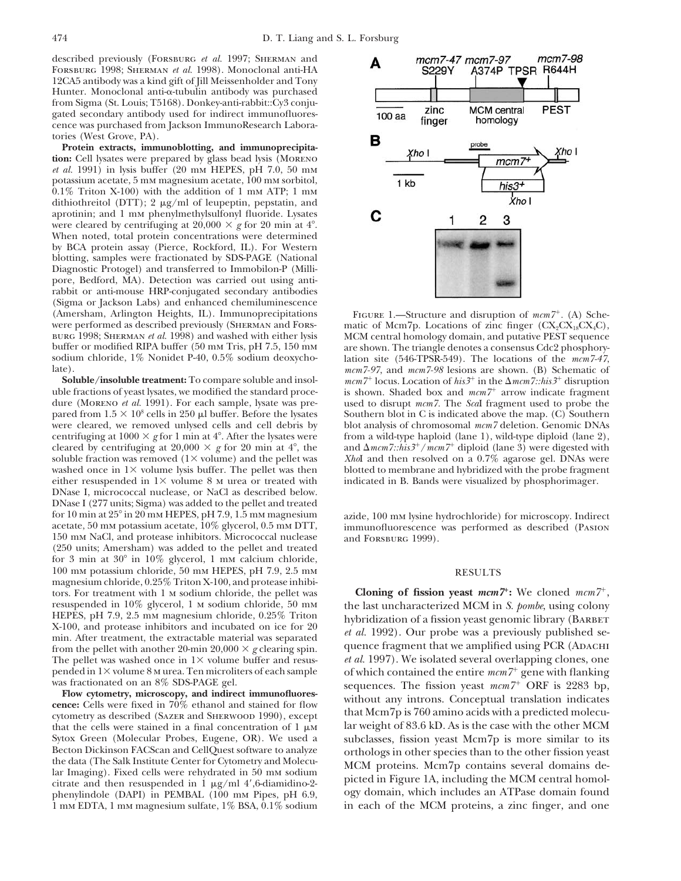described previously (Forsburg *et al.* 1997; Sherman and Forsburg 1998; Sherman *et al.* 1998). Monoclonal anti-HA 12CA5 antibody was a kind gift of Jill Meissenholder and Tony Hunter. Monoclonal anti-α-tubulin antibody was purchased from Sigma (St. Louis; T5168). Donkey-anti-rabbit::Cy3 conjugated secondary antibody used for indirect immunofluorescence was purchased from Jackson ImmunoResearch Laboratories (West Grove, PA).

**Protein extracts, immunoblotting, and immunoprecipitation:** Cell lysates were prepared by glass bead lysis (Moreno *et al.* 1991) in lysis buffer (20 mm HEPES, pH 7.0, 50 mm potassium acetate, 5 mm magnesium acetate, 100 mm sorbitol, 0.1% Triton X-100) with the addition of 1 mm ATP; 1 mm dithiothreitol (DTT); 2 μg/ml of leupeptin, pepstatin, and aprotinin; and 1 mm phenylmethylsulfonyl fluoride. Lysates were cleared by centrifuging at 20,000 × *g* for 20 min at 4°. When noted, total protein concentrations were determined by BCA protein assay (Pierce, Rockford, IL). For Western blotting, samples were fractionated by SDS-PAGE (National Diagnostic Protogel) and transferred to Immobilon-P (Millipore, Bedford, MA). Detection was carried out using anti-rabbit or anti-mouse HRP-conjugated secondary antibodies (Sigma or Jackson Labs) and enhanced chemiluminescence (Amersham, Arlington Heights, IL). Immunoprecipitations were performed as described previously (Sherman and Forsburg 1998; Sherman *et al.* 1998) and washed with either lysis buffer or modified RIPA buffer (50 mm Tris, pH 7.5, 150 mm sodium chloride, 1% Nonidet P-40, 0.5% sodium deoxycholate).

**Soluble/insoluble treatment:** To compare soluble and insoluble fractions of yeast lysates, we modified the standard procedure (Moreno *et al.* 1991). For each sample, lysate was prepared from $1.5 \times 10^8$ cells in 250 μl buffer. Before the lysates were cleared, we removed unlysed cells and cell debris by centrifuging at 1000 × *g* for 1 min at 4°. After the lysates were cleared by centrifuging at 20,000 × *g* for 20 min at 4°, the soluble fraction was removed (1× volume) and the pellet was washed once in 1× volume lysis buffer. The pellet was then either resuspended in 1× volume 8 m urea or treated with DNase I, micrococcal nuclease, or NaCl as described below. DNase I (277 units; Sigma) was added to the pellet and treated for 10 min at 25° in 20 mm HEPES, pH 7.9, 1.5 mm magnesium acetate, 50 mm potassium acetate, 10% glycerol, 0.5 mm DTT, 150 mm NaCl, and protease inhibitors. Micrococcal nuclease (250 units; Amersham) was added to the pellet and treated for 3 min at 30° in 10% glycerol, 1 mm calcium chloride, 100 mm potassium chloride, 50 mm HEPES, pH 7.9, 2.5 mm magnesium chloride, 0.25% Triton X-100, and protease inhibitors. For treatment with 1 m sodium chloride, the pellet was resuspended in 10% glycerol, 1 m sodium chloride, 50 mm HEPES, pH 7.9, 2.5 mm magnesium chloride, 0.25% Triton X-100, and protease inhibitors and incubated on ice for 20 min. After treatment, the extractable material was separated from the pellet with another 20-min 20,000 × *g* clearing spin. The pellet was washed once in 1× volume buffer and resuspended in 1× volume 8 m urea. Ten microliters of each sample was fractionated on an 8% SDS-PAGE gel.

**Flow cytometry, microscopy, and indirect immunofluorescence:** Cells were fixed in 70% ethanol and stained for flow cytometry as described (Sazer and Sherwood 1990), except that the cells were stained in a final concentration of 1 μm Sytox Green (Molecular Probes, Eugene, OR). We used a Becton Dickinson FACScan and CellQuest software to analyze the data (The Salk Institute Center for Cytometry and Molecular Imaging). Fixed cells were rehydrated in 50 mm sodium citrate and then resuspended in 1 μg/ml 4′,6-diamidino-2-phenylindole (DAPI) in PEMBAL (100 mm Pipes, pH 6.9, 1 mm EDTA, 1 mm magnesium sulfate, 1% BSA, 0.1% sodium azide, 100 mm lysine hydrochloride) for microscopy. Indirect immunofluorescence was performed as described (Pasion and Forsburg 1999).

Figure 1.—Structure and disruption of *mcm7*+. (A) Schematic of Mcm7p. Locations of zinc finger ($CX_2CX_{18}CX_4C$), MCM central homology domain, and putative PEST sequence are shown. The triangle denotes a consensus Cdc2 phosphorylation site (546-TPSR-549). The locations of the *mcm7-47*, *mcm7-97*, and *mcm7-98* lesions are shown. (B) Schematic of *mcm7*+ locus. Location of *his3*+ in the Δ*mcm7::his3*+ disruption is shown. Shaded box and *mcm7*+ arrow indicate fragment used to disrupt *mcm7*. The *Sca*I fragment used to probe the Southern blot in C is indicated above the map. (C) Southern blot analysis of chromosomal *mcm7* deletion. Genomic DNAs from a wild-type haploid (lane 1), wild-type diploid (lane 2), and Δ*mcm7::his3*+/*mcm7*+ diploid (lane 3) were digested with *Xho*I and then resolved on a 0.7% agarose gel. DNAs were blotted to membrane and hybridized with the probe fragment indicated in B. Bands were visualized by phosphorimager.

## RESULTS

**Cloning of fission yeast *mcm7*+:** We cloned *mcm7*+, the last uncharacterized MCM in *S. pombe*, using colony hybridization of a fission yeast genomic library (Barbet *et al.* 1992). Our probe was a previously published sequence fragment that we amplified using PCR (Adachi *et al.* 1997). We isolated several overlapping clones, one of which contained the entire *mcm7*+ gene with flanking sequences. The fission yeast *mcm7*+ ORF is 2283 bp, without any introns. Conceptual translation indicates that Mcm7p is 760 amino acids with a predicted molecular weight of 83.6 kD. As is the case with the other MCM subclasses, fission yeast Mcm7p is more similar to its orthologs in other species than to the other fission yeast MCM proteins. Mcm7p contains several domains depicted in Figure 1A, including the MCM central homology domain, which includes an ATPase domain found in each of the MCM proteins, a zinc finger, and one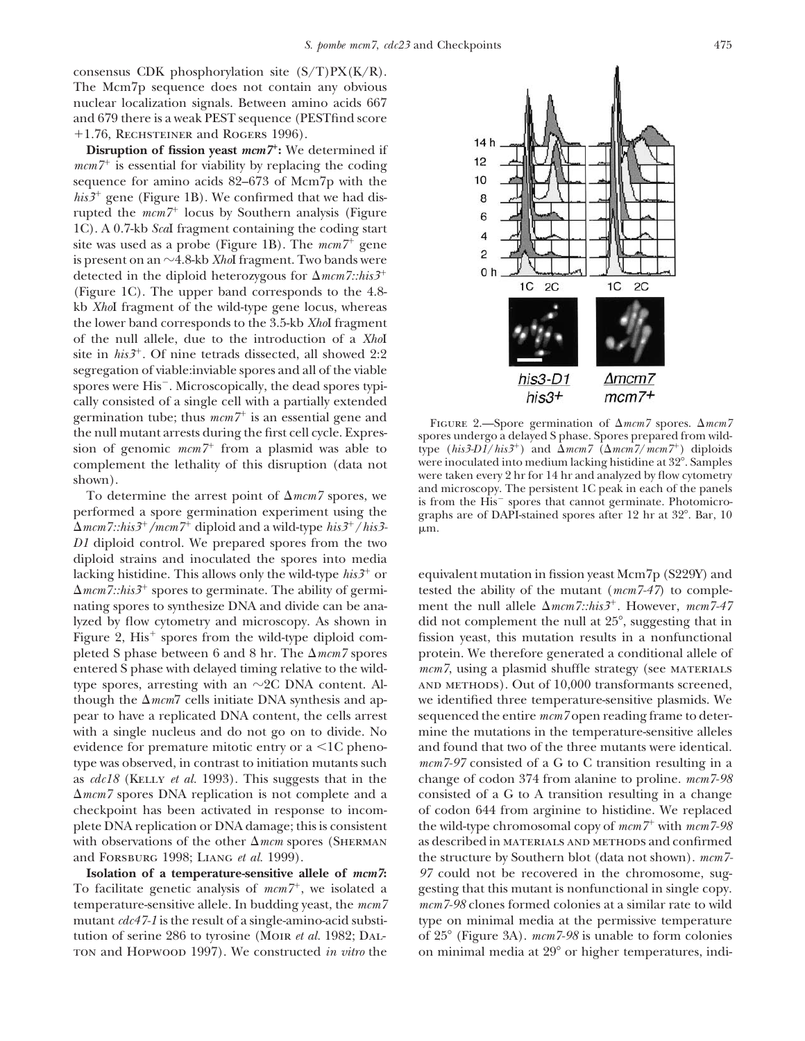consensus CDK phosphorylation site (S/T)PX(K/R). The Mcm7p sequence does not contain any obvious nuclear localization signals. Between amino acids 667 and 679 there is a weak PEST sequence (PESTfind score +1.76, Rechsteiner and Rogers 1996).

**Disruption of fission yeast** ***mcm7***$^+$**:** We determined if *mcm7*$^+$ is essential for viability by replacing the coding sequence for amino acids 82–673 of Mcm7p with the *his3*$^+$ gene (Figure 1B). We confirmed that we had disrupted the *mcm7*$^+$ locus by Southern analysis (Figure 1C). A 0.7-kb *Sca*I fragment containing the coding start site was used as a probe (Figure 1B). The *mcm7*$^+$ gene is present on an ~4.8-kb *Xho*I fragment. Two bands were detected in the diploid heterozygous for $\Delta$*mcm7::his3*$^+$ (Figure 1C). The upper band corresponds to the 4.8-kb *Xho*I fragment of the wild-type gene locus, whereas the lower band corresponds to the 3.5-kb *Xho*I fragment of the null allele, due to the introduction of a *Xho*I site in *his3*$^+$. Of nine tetrads dissected, all showed 2:2 segregation of viable:inviable spores and all of the viable spores were His$^-$. Microscopically, the dead spores typically consisted of a single cell with a partially extended germination tube; thus *mcm7*$^+$ is an essential gene and the null mutant arrests during the first cell cycle. Expression of genomic *mcm7*$^+$ from a plasmid was able to complement the lethality of this disruption (data not shown).

To determine the arrest point of $\Delta$*mcm7* spores, we performed a spore germination experiment using the $\Delta$*mcm7::his3*$^+$/*mcm7*$^+$ diploid and a wild-type *his3*$^+$/*his3-D1* diploid control. We prepared spores from the two diploid strains and inoculated the spores into media lacking histidine. This allows only the wild-type *his3*$^+$ or $\Delta$*mcm7::his3*$^+$ spores to germinate. The ability of germinating spores to synthesize DNA and divide can be analyzed by flow cytometry and microscopy. As shown in Figure 2, His$^+$ spores from the wild-type diploid completed S phase between 6 and 8 hr. The $\Delta$*mcm7* spores entered S phase with delayed timing relative to the wild-type spores, arresting with an ~2C DNA content. Although the $\Delta$*mcm*7 cells initiate DNA synthesis and appear to have a replicated DNA content, the cells arrest with a single nucleus and do not go on to divide. No evidence for premature mitotic entry or a <1C phenotype was observed, in contrast to initiation mutants such as *cdc18* (Kelly *et al.* 1993). This suggests that in the $\Delta$*mcm7* spores DNA replication is not complete and a checkpoint has been activated in response to incomplete DNA replication or DNA damage; this is consistent with observations of the other $\Delta$*mcm* spores (Sherman and Forsburg 1998; Liang *et al.* 1999).

Figure 2.—Spore germination of $\Delta$*mcm7* spores. $\Delta$*mcm7* spores undergo a delayed S phase. Spores prepared from wild-type (*his3-D1*/*his3*$^+$) and $\Delta$*mcm7* ($\Delta$*mcm7*/*mcm7*$^+$) diploids were inoculated into medium lacking histidine at 32°. Samples were taken every 2 hr for 14 hr and analyzed by flow cytometry and microscopy. The persistent 1C peak in each of the panels is from the His$^-$ spores that cannot germinate. Photomicrographs are of DAPI-stained spores after 12 hr at 32°. Bar, 10 μm.

**Isolation of a temperature-sensitive allele of** ***mcm7*****:** To facilitate genetic analysis of *mcm7*$^+$, we isolated a temperature-sensitive allele. In budding yeast, the *mcm7* mutant *cdc47-1* is the result of a single-amino-acid substitution of serine 286 to tyrosine (Moir *et al.* 1982; Dalton and Hopwood 1997). We constructed *in vitro* the equivalent mutation in fission yeast Mcm7p (S229Y) and tested the ability of the mutant (*mcm7-47*) to complement the null allele $\Delta$*mcm7::his3*$^+$. However, *mcm7-47* did not complement the null at 25°, suggesting that in fission yeast, this mutation results in a nonfunctional protein. We therefore generated a conditional allele of *mcm7*, using a plasmid shuffle strategy (see materials and methods). Out of 10,000 transformants screened, we identified three temperature-sensitive plasmids. We sequenced the entire *mcm7* open reading frame to determine the mutations in the temperature-sensitive alleles and found that two of the three mutants were identical. *mcm7-97* consisted of a G to C transition resulting in a change of codon 374 from alanine to proline. *mcm7-98* consisted of a G to A transition resulting in a change of codon 644 from arginine to histidine. We replaced the wild-type chromosomal copy of *mcm7*$^+$ with *mcm7-98* as described in materials and methods and confirmed the structure by Southern blot (data not shown). *mcm7-97* could not be recovered in the chromosome, suggesting that this mutant is nonfunctional in single copy. *mcm7-98* clones formed colonies at a similar rate to wild type on minimal media at the permissive temperature of 25° (Figure 3A). *mcm7-98* is unable to form colonies on minimal media at 29° or higher temperatures, indi-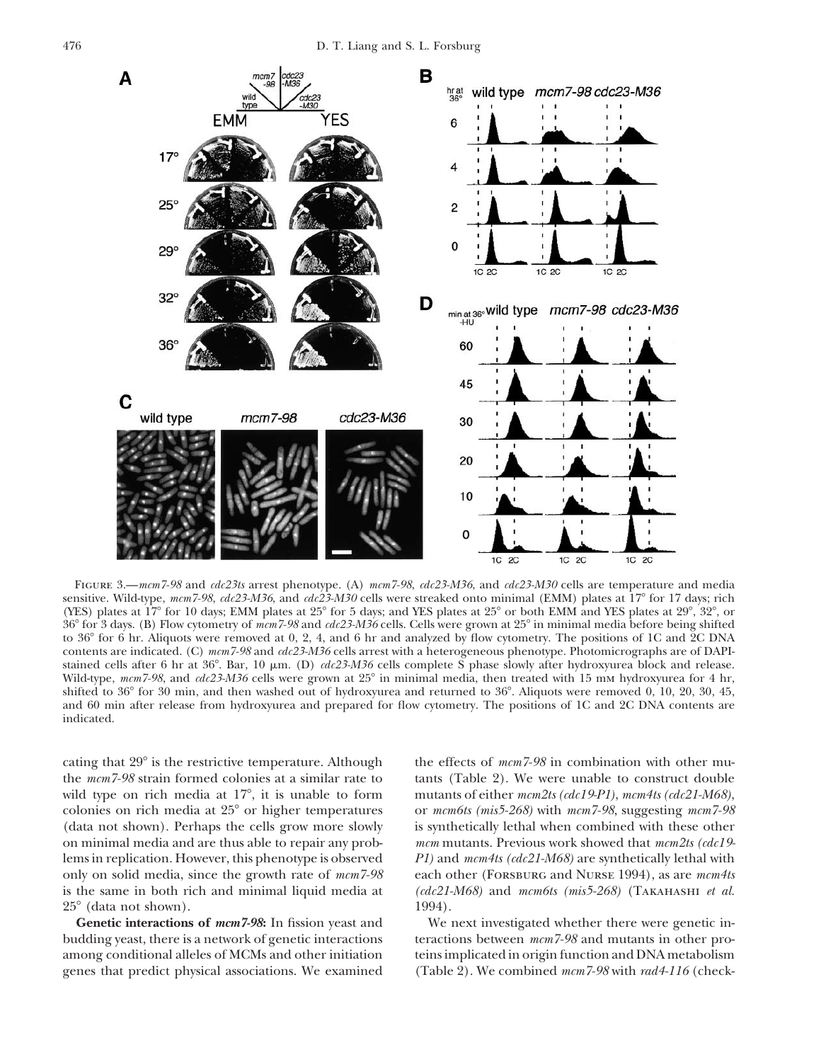Figure 3.—*mcm7-98* and *cdc23ts* arrest phenotype. (A) *mcm7-98*, *cdc23-M36*, and *cdc23-M30* cells are temperature and media sensitive. Wild-type, *mcm7-98*, *cdc23-M36*, and *cdc23-M30* cells were streaked onto minimal (EMM) plates at 17° for 17 days; rich (YES) plates at 17° for 10 days; EMM plates at 25° for 5 days; and YES plates at 25° or both EMM and YES plates at 29°, 32°, or 36° for 3 days. (B) Flow cytometry of *mcm7-98* and *cdc23-M36* cells. Cells were grown at 25° in minimal media before being shifted to 36° for 6 hr. Aliquots were removed at 0, 2, 4, and 6 hr and analyzed by flow cytometry. The positions of 1C and 2C DNA contents are indicated. (C) *mcm7-98* and *cdc23-M36* cells arrest with a heterogeneous phenotype. Photomicrographs are of DAPI-stained cells after 6 hr at 36°. Bar, 10 μm. (D) *cdc23-M36* cells complete S phase slowly after hydroxyurea block and release. Wild-type, *mcm7-98*, and *cdc23-M36* cells were grown at 25° in minimal media, then treated with 15 mm hydroxyurea for 4 hr, shifted to 36° for 30 min, and then washed out of hydroxyurea and returned to 36°. Aliquots were removed 0, 10, 20, 30, 45, and 60 min after release from hydroxyurea and prepared for flow cytometry. The positions of 1C and 2C DNA contents are indicated.

cating that 29° is the restrictive temperature. Although the *mcm7-98* strain formed colonies at a similar rate to wild type on rich media at 17°, it is unable to form colonies on rich media at 25° or higher temperatures (data not shown). Perhaps the cells grow more slowly on minimal media and are thus able to repair any problems in replication. However, this phenotype is observed only on solid media, since the growth rate of *mcm7-98* is the same in both rich and minimal liquid media at 25° (data not shown).

**Genetic interactions of *mcm7-98*:** In fission yeast and budding yeast, there is a network of genetic interactions among conditional alleles of MCMs and other initiation genes that predict physical associations. We examined the effects of *mcm7-98* in combination with other mutants (Table 2). We were unable to construct double mutants of either *mcm2ts (cdc19-P1)*, *mcm4ts (cdc21-M68)*, or *mcm6ts (mis5-268)* with *mcm7-98*, suggesting *mcm7-98* is synthetically lethal when combined with these other *mcm* mutants. Previous work showed that *mcm2ts (cdc19-P1)* and *mcm4ts (cdc21-M68)* are synthetically lethal with each other (Forsburg and Nurse 1994), as are *mcm4ts (cdc21-M68)* and *mcm6ts (mis5-268)* (Takahashi *et al.* 1994).

We next investigated whether there were genetic interactions between *mcm7-98* and mutants in other proteins implicated in origin function and DNA metabolism (Table 2). We combined *mcm7-98* with *rad4-116* (check-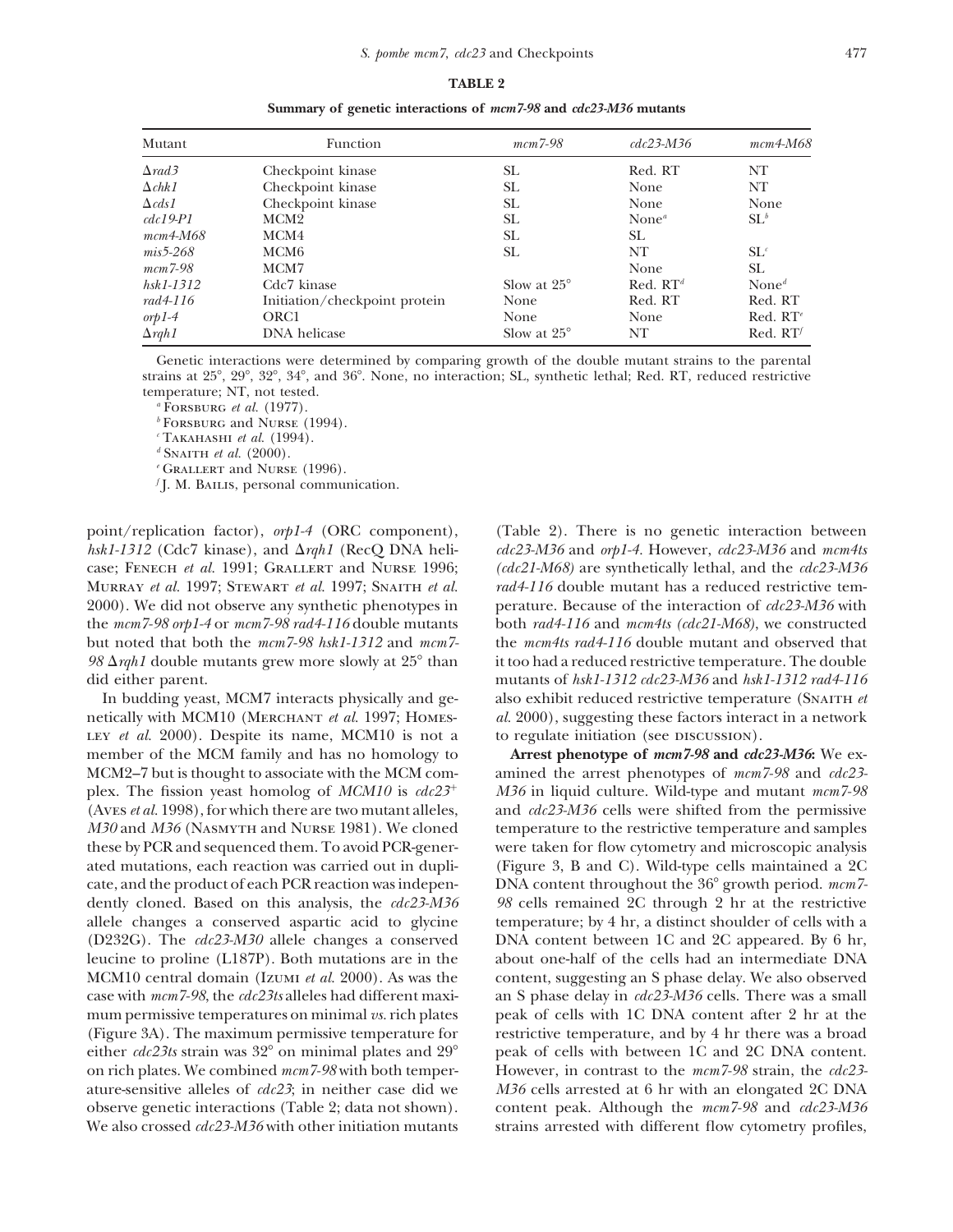**TABLE 2**

**Summary of genetic interactions of *mcm7-98* and *cdc23-M36* mutants**

| Mutant | Function | *mcm7-98* | *cdc23-M36* | *mcm4-M68* |
|---|---|---|---|---|
| Δ*rad3* | Checkpoint kinase | SL | Red. RT | NT |
| Δ*chk1* | Checkpoint kinase | SL | None | NT |
| Δ*cds1* | Checkpoint kinase | SL | None | None |
| *cdc19-P1* | MCM2 | SL | None[a] | SL[b] |
| *mcm4-M68* | MCM4 | SL | SL | |
| *mis5-268* | MCM6 | SL | NT | SL[c] |
| *mcm7-98* | MCM7 | | None | SL |
| *hsk1-1312* | Cdc7 kinase | Slow at 25° | Red. RT[d] | None[d] |
| *rad4-116* | Initiation/checkpoint protein | None | Red. RT | Red. RT |
| *orp1-4* | ORC1 | None | None | Red. RT[e] |
| Δ*rqh1* | DNA helicase | Slow at 25° | NT | Red. RT[f] |

Genetic interactions were determined by comparing growth of the double mutant strains to the parental strains at 25°, 29°, 32°, 34°, and 36°. None, no interaction; SL, synthetic lethal; Red. RT, reduced restrictive temperature; NT, not tested.

[a] Forsburg *et al.* (1977).

[b] Forsburg and Nurse (1994).

[c] Takahashi *et al.* (1994).

[d] Snaith *et al.* (2000).

[e] Grallert and Nurse (1996).

[f] J. M. Bailis, personal communication.

point/replication factor), *orp1-4* (ORC component), *hsk1-1312* (Cdc7 kinase), and Δ*rqh1* (RecQ DNA helicase; Fenech *et al.* 1991; Grallert and Nurse 1996; Murray *et al.* 1997; Stewart *et al.* 1997; Snaith *et al.* 2000). We did not observe any synthetic phenotypes in the *mcm7-98 orp1-4* or *mcm7-98 rad4-116* double mutants but noted that both the *mcm7-98 hsk1-1312* and *mcm7-98* Δ*rqh1* double mutants grew more slowly at 25° than did either parent.

In budding yeast, MCM7 interacts physically and genetically with MCM10 (Merchant *et al.* 1997; Homesley *et al.* 2000). Despite its name, MCM10 is not a member of the MCM family and has no homology to MCM2–7 but is thought to associate with the MCM complex. The fission yeast homolog of *MCM10* is *cdc23*⁺ (Aves *et al.* 1998), for which there are two mutant alleles, *M30* and *M36* (Nasmyth and Nurse 1981). We cloned these by PCR and sequenced them. To avoid PCR-generated mutations, each reaction was carried out in duplicate, and the product of each PCR reaction was independently cloned. Based on this analysis, the *cdc23-M36* allele changes a conserved aspartic acid to glycine (D232G). The *cdc23-M30* allele changes a conserved leucine to proline (L187P). Both mutations are in the MCM10 central domain (Izumi *et al.* 2000). As was the case with *mcm7-98*, the *cdc23ts* alleles had different maximum permissive temperatures on minimal *vs.* rich plates (Figure 3A). The maximum permissive temperature for either *cdc23ts* strain was 32° on minimal plates and 29° on rich plates. We combined *mcm7-98* with both temperature-sensitive alleles of *cdc23*; in neither case did we observe genetic interactions (Table 2; data not shown). We also crossed *cdc23-M36* with other initiation mutants (Table 2). There is no genetic interaction between *cdc23-M36* and *orp1-4*. However, *cdc23-M36* and *mcm4ts* (*cdc21-M68*) are synthetically lethal, and the *cdc23-M36 rad4-116* double mutant has a reduced restrictive temperature. Because of the interaction of *cdc23-M36* with both *rad4-116* and *mcm4ts* (*cdc21-M68*), we constructed the *mcm4ts rad4-116* double mutant and observed that it too had a reduced restrictive temperature. The double mutants of *hsk1-1312 cdc23-M36* and *hsk1-1312 rad4-116* also exhibit reduced restrictive temperature (Snaith *et al.* 2000), suggesting these factors interact in a network to regulate initiation (see Discussion).

**Arrest phenotype of *mcm7-98* and *cdc23-M36*:** We examined the arrest phenotypes of *mcm7-98* and *cdc23-M36* in liquid culture. Wild-type and mutant *mcm7-98* and *cdc23-M36* cells were shifted from the permissive temperature to the restrictive temperature and samples were taken for flow cytometry and microscopic analysis (Figure 3, B and C). Wild-type cells maintained a 2C DNA content throughout the 36° growth period. *mcm7-98* cells remained 2C through 2 hr at the restrictive temperature; by 4 hr, a distinct shoulder of cells with a DNA content between 1C and 2C appeared. By 6 hr, about one-half of the cells had an intermediate DNA content, suggesting an S phase delay. We also observed an S phase delay in *cdc23-M36* cells. There was a small peak of cells with 1C DNA content after 2 hr at the restrictive temperature, and by 4 hr there was a broad peak of cells with between 1C and 2C DNA content. However, in contrast to the *mcm7-98* strain, the *cdc23-M36* cells arrested at 6 hr with an elongated 2C DNA content peak. Although the *mcm7-98* and *cdc23-M36* strains arrested with different flow cytometry profiles,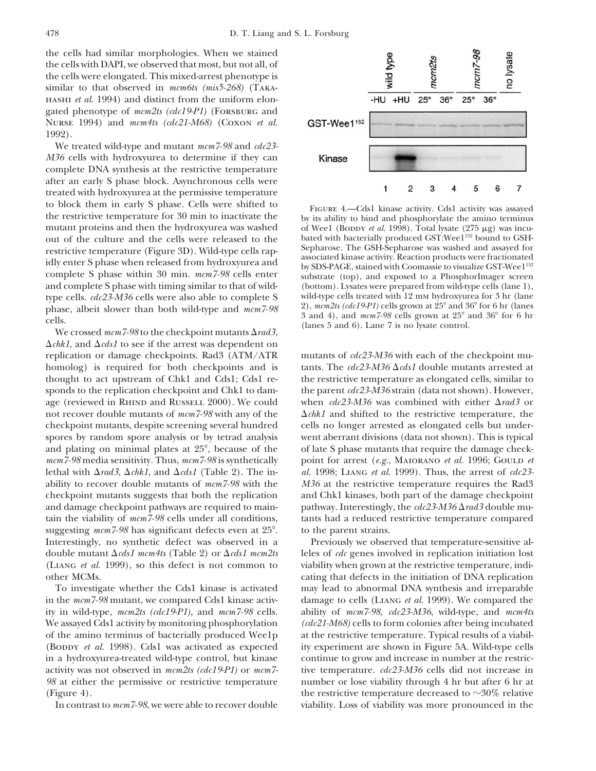the cells had similar morphologies. When we stained the cells with DAPI, we observed that most, but not all, of the cells were elongated. This mixed-arrest phenotype is similar to that observed in *mcm6ts (mis5-268)* (Takahashi *et al.* 1994) and distinct from the uniform elongated phenotype of *mcm2ts (cdc19-P1)* (Forsburg and Nurse 1994) and *mcm4ts (cdc21-M68)* (Coxon *et al.* 1992).

We treated wild-type and mutant *mcm7-98* and *cdc23-M36* cells with hydroxyurea to determine if they can complete DNA synthesis at the restrictive temperature after an early S phase block. Asynchronous cells were treated with hydroxyurea at the permissive temperature to block them in early S phase. Cells were shifted to the restrictive temperature for 30 min to inactivate the mutant proteins and then the hydroxyurea was washed out of the culture and the cells were released to the restrictive temperature (Figure 3D). Wild-type cells rapidly enter S phase when released from hydroxyurea and complete S phase within 30 min. *mcm7-98* cells enter and complete S phase with timing similar to that of wild-type cells. *cdc23-M36* cells were also able to complete S phase, albeit slower than both wild-type and *mcm7-98* cells.

We crossed *mcm7-98* to the checkpoint mutants Δ*rad3*, Δ*chk1*, and Δ*cds1* to see if the arrest was dependent on replication or damage checkpoints. Rad3 (ATM/ATR homolog) is required for both checkpoints and is thought to act upstream of Chk1 and Cds1; Cds1 responds to the replication checkpoint and Chk1 to damage (reviewed in Rhind and Russell 2000). We could not recover double mutants of *mcm7-98* with any of the checkpoint mutants, despite screening several hundred spores by random spore analysis or by tetrad analysis and plating on minimal plates at 25°, because of the *mcm7-98* media sensitivity. Thus, *mcm7-98* is synthetically lethal with Δ*rad3*, Δ*chk1*, and Δ*cds1* (Table 2). The inability to recover double mutants of *mcm7-98* with the checkpoint mutants suggests that both the replication and damage checkpoint pathways are required to maintain the viability of *mcm7-98* cells under all conditions, suggesting *mcm7-98* has significant defects even at 25°. Interestingly, no synthetic defect was observed in a double mutant Δ*cds1 mcm4ts* (Table 2) or Δ*cds1 mcm2ts* (Liang *et al.* 1999), so this defect is not common to other MCMs.

To investigate whether the Cds1 kinase is activated in the *mcm7-98* mutant, we compared Cds1 kinase activity in wild-type, *mcm2ts (cdc19-P1)*, and *mcm7-98* cells. We assayed Cds1 activity by monitoring phosphorylation of the amino terminus of bacterially produced Wee1p (Boddy *et al.* 1998). Cds1 was activated as expected in a hydroxyurea-treated wild-type control, but kinase activity was not observed in *mcm2ts (cdc19-P1)* or *mcm7-98* at either the permissive or restrictive temperature (Figure 4).

In contrast to *mcm7-98*, we were able to recover double mutants of *cdc23-M36* with each of the checkpoint mutants. The *cdc23-M36* Δ*cds1* double mutants arrested at the restrictive temperature as elongated cells, similar to the parent *cdc23-M36* strain (data not shown). However, when *cdc23-M36* was combined with either Δ*rad3* or Δ*chk1* and shifted to the restrictive temperature, the cells no longer arrested as elongated cells but underwent aberrant divisions (data not shown). This is typical of late S phase mutants that require the damage checkpoint for arrest (*e.g.*, Maiorano *et al.* 1996; Gould *et al.* 1998; Liang *et al.* 1999). Thus, the arrest of *cdc23-M36* at the restrictive temperature requires the Rad3 and Chk1 kinases, both part of the damage checkpoint pathway. Interestingly, the *cdc23-M36* Δ*rad3* double mutants had a reduced restrictive temperature compared to the parent strains.

Previously we observed that temperature-sensitive alleles of *cdc* genes involved in replication initiation lost viability when grown at the restrictive temperature, indicating that defects in the initiation of DNA replication may lead to abnormal DNA synthesis and irreparable damage to cells (Liang *et al.* 1999). We compared the ability of *mcm7-98*, *cdc23-M36*, wild-type, and *mcm4ts (cdc21-M68)* cells to form colonies after being incubated at the restrictive temperature. Typical results of a viability experiment are shown in Figure 5A. Wild-type cells continue to grow and increase in number at the restrictive temperature. *cdc23-M36* cells did not increase in number or lose viability through 4 hr but after 6 hr at the restrictive temperature decreased to ∼30% relative viability. Loss of viability was more pronounced in the

Figure 4.—Cds1 kinase activity. Cds1 activity was assayed by its ability to bind and phosphorylate the amino terminus of Wee1 (Boddy *et al.* 1998). Total lysate (275 μg) was incubated with bacterially produced GST:Wee1[152] bound to GSH-Sepharose. The GSH-Sepharose was washed and assayed for associated kinase activity. Reaction products were fractionated by SDS-PAGE, stained with Coomassie to visualize GST-Wee1[152] substrate (top), and exposed to a PhosphorImager screen (bottom). Lysates were prepared from wild-type cells (lane 1), wild-type cells treated with 12 mm hydroxyurea for 3 hr (lane 2), *mcm2ts (cdc19-P1)* cells grown at 25° and 36° for 6 hr (lanes 3 and 4), and *mcm7-98* cells grown at 25° and 36° for 6 hr (lanes 5 and 6). Lane 7 is no lysate control.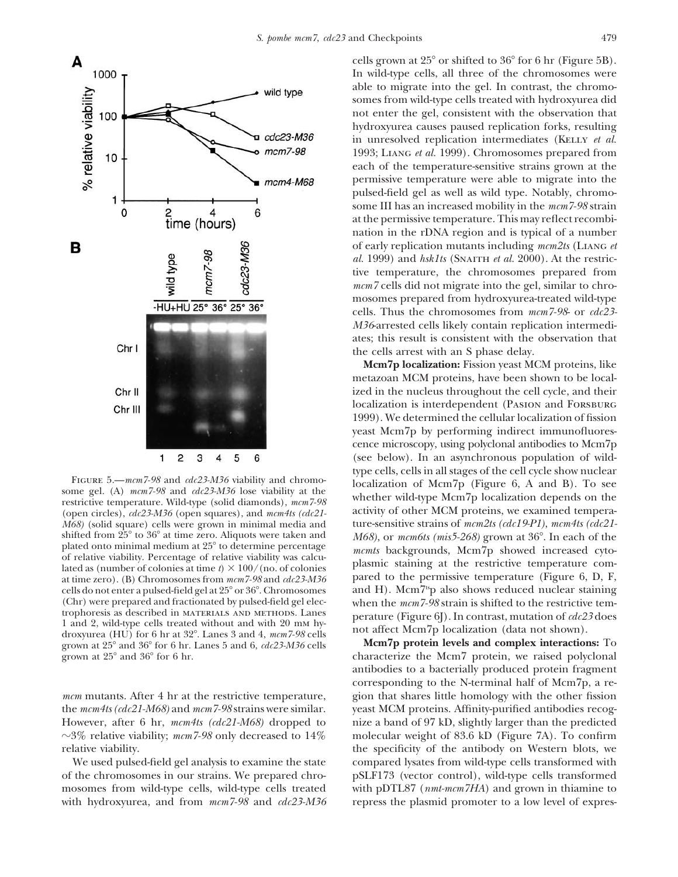FIGURE 5.—*mcm7-98* and *cdc23-M36* viability and chromosome gel. (A) *mcm7-98* and *cdc23-M36* lose viability at the restrictive temperature. Wild-type (solid diamonds), *mcm7-98* (open circles), *cdc23-M36* (open squares), and *mcm4ts (cdc21-M68)* (solid square) cells were grown in minimal media and shifted from 25° to 36° at time zero. Aliquots were taken and plated onto minimal medium at 25° to determine percentage of relative viability. Percentage of relative viability was calculated as (number of colonies at time *t*) × 100/(no. of colonies at time zero). (B) Chromosomes from *mcm7-98* and *cdc23-M36* cells do not enter a pulsed-field gel at 25° or 36°. Chromosomes (Chr) were prepared and fractionated by pulsed-field gel electrophoresis as described in MATERIALS AND METHODS. Lanes 1 and 2, wild-type cells treated without and with 20 mM hydroxyurea (HU) for 6 hr at 32°. Lanes 3 and 4, *mcm7-98* cells grown at 25° and 36° for 6 hr. Lanes 5 and 6, *cdc23-M36* cells grown at 25° and 36° for 6 hr.

*mcm* mutants. After 4 hr at the restrictive temperature, the *mcm4ts (cdc21-M68)* and *mcm7-98* strains were similar. However, after 6 hr, *mcm4ts (cdc21-M68)* dropped to ~3% relative viability; *mcm7-98* only decreased to 14% relative viability.

We used pulsed-field gel analysis to examine the state of the chromosomes in our strains. We prepared chromosomes from wild-type cells, wild-type cells treated with hydroxyurea, and from *mcm7-98* and *cdc23-M36* cells grown at 25° or shifted to 36° for 6 hr (Figure 5B). In wild-type cells, all three of the chromosomes were able to migrate into the gel. In contrast, the chromosomes from wild-type cells treated with hydroxyurea did not enter the gel, consistent with the observation that hydroxyurea causes paused replication forks, resulting in unresolved replication intermediates (KELLY *et al.* 1993; LIANG *et al.* 1999). Chromosomes prepared from each of the temperature-sensitive strains grown at the permissive temperature were able to migrate into the pulsed-field gel as well as wild type. Notably, chromosome III has an increased mobility in the *mcm7-98* strain at the permissive temperature. This may reflect recombination in the rDNA region and is typical of a number of early replication mutants including *mcm2ts* (LIANG *et al.* 1999) and *hsk1ts* (SNAITH *et al.* 2000). At the restrictive temperature, the chromosomes prepared from *mcm7* cells did not migrate into the gel, similar to chromosomes prepared from hydroxyurea-treated wild-type cells. Thus the chromosomes from *mcm7-98*- or *cdc23-M36*-arrested cells likely contain replication intermediates; this result is consistent with the observation that the cells arrest with an S phase delay.

**Mcm7p localization:** Fission yeast MCM proteins, like metazoan MCM proteins, have been shown to be localized in the nucleus throughout the cell cycle, and their localization is interdependent (PASION and FORSBURG 1999). We determined the cellular localization of fission yeast Mcm7p by performing indirect immunofluorescence microscopy, using polyclonal antibodies to Mcm7p (see below). In an asynchronous population of wild-type cells, cells in all stages of the cell cycle show nuclear localization of Mcm7p (Figure 6, A and B). To see whether wild-type Mcm7p localization depends on the activity of other MCM proteins, we examined temperature-sensitive strains of *mcm2ts (cdc19-P1)*, *mcm4ts (cdc21-M68)*, or *mcm6ts (mis5-268)* grown at 36°. In each of the *mcmts* backgrounds, Mcm7p showed increased cytoplasmic staining at the restrictive temperature compared to the permissive temperature (Figure 6, D, F, and H). Mcm7$^{ts}$p also shows reduced nuclear staining when the *mcm7-98* strain is shifted to the restrictive temperature (Figure 6J). In contrast, mutation of *cdc23* does not affect Mcm7p localization (data not shown).

**Mcm7p protein levels and complex interactions:** To characterize the Mcm7 protein, we raised polyclonal antibodies to a bacterially produced protein fragment corresponding to the N-terminal half of Mcm7p, a region that shares little homology with the other fission yeast MCM proteins. Affinity-purified antibodies recognize a band of 97 kD, slightly larger than the predicted molecular weight of 83.6 kD (Figure 7A). To confirm the specificity of the antibody on Western blots, we compared lysates from wild-type cells transformed with pSLF173 (vector control), wild-type cells transformed with pDTL87 (*nmt-mcm7HA*) and grown in thiamine to repress the plasmid promoter to a low level of expres-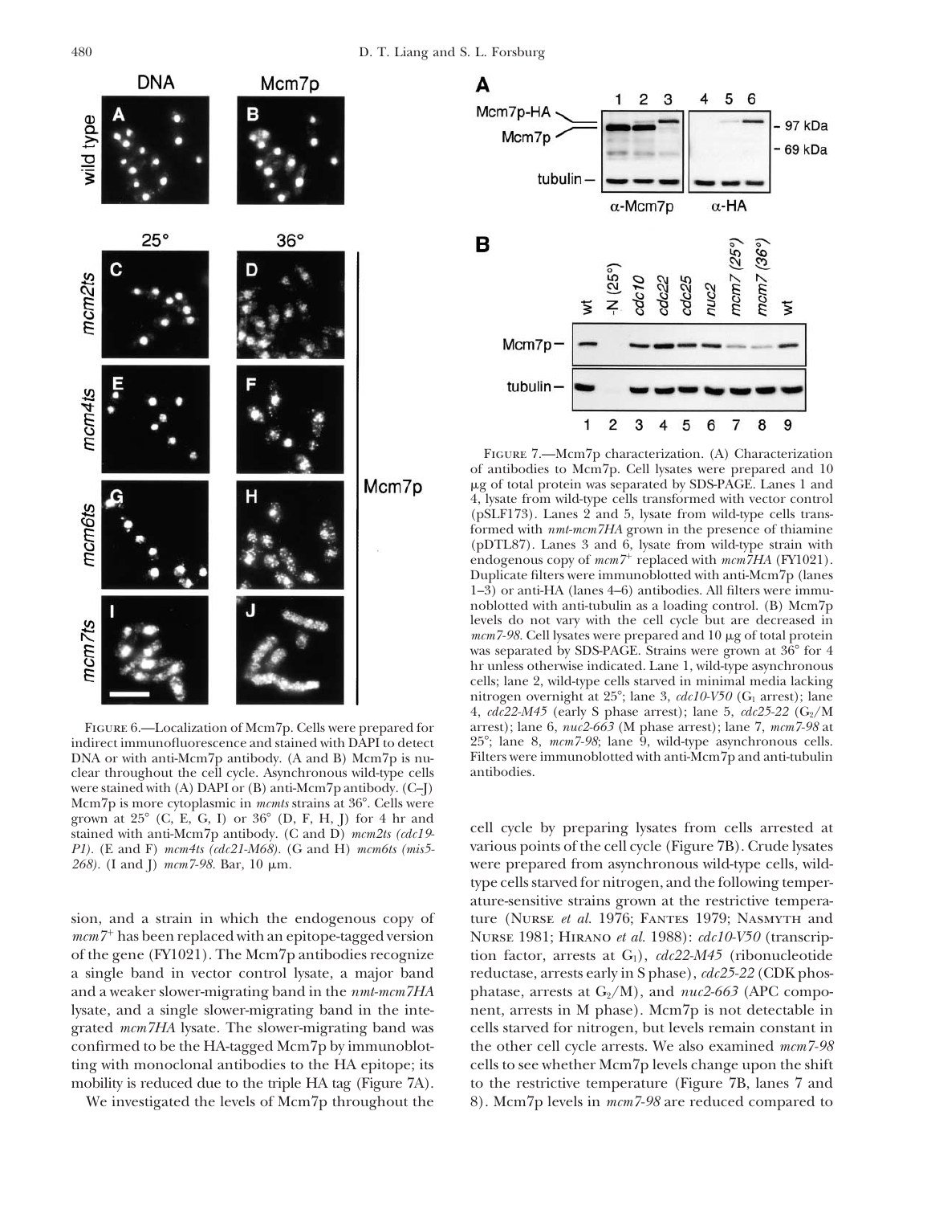FIGURE 6.—Localization of Mcm7p. Cells were prepared for indirect immunofluorescence and stained with DAPI to detect DNA or with anti-Mcm7p antibody. (A and B) Mcm7p is nuclear throughout the cell cycle. Asynchronous wild-type cells were stained with (A) DAPI or (B) anti-Mcm7p antibody. (C–J) Mcm7p is more cytoplasmic in *mcmts* strains at 36°. Cells were grown at 25° (C, E, G, I) or 36° (D, F, H, J) for 4 hr and stained with anti-Mcm7p antibody. (C and D) *mcm2ts (cdc19-P1)*. (E and F) *mcm4ts (cdc21-M68)*. (G and H) *mcm6ts (mis5-268)*. (I and J) *mcm7-98*. Bar, 10 μm.

FIGURE 7.—Mcm7p characterization. (A) Characterization of antibodies to Mcm7p. Cell lysates were prepared and 10 μg of total protein was separated by SDS-PAGE. Lanes 1 and 4, lysate from wild-type cells transformed with vector control (pSLF173). Lanes 2 and 5, lysate from wild-type cells transformed with *nmt-mcm7HA* grown in the presence of thiamine (pDTL87). Lanes 3 and 6, lysate from wild-type strain with endogenous copy of *mcm7*$^+$ replaced with *mcm7HA* (FY1021). Duplicate filters were immunoblotted with anti-Mcm7p (lanes 1–3) or anti-HA (lanes 4–6) antibodies. All filters were immunoblotted with anti-tubulin as a loading control. (B) Mcm7p levels do not vary with the cell cycle but are decreased in *mcm7-98*. Cell lysates were prepared and 10 μg of total protein was separated by SDS-PAGE. Strains were grown at 36° for 4 hr unless otherwise indicated. Lane 1, wild-type asynchronous cells; lane 2, wild-type cells starved in minimal media lacking nitrogen overnight at 25°; lane 3, *cdc10-V50* ($G_1$ arrest); lane 4, *cdc22-M45* (early S phase arrest); lane 5, *cdc25-22* ($G_2$/M arrest); lane 6, *nuc2-663* (M phase arrest); lane 7, *mcm7-98* at 25°; lane 8, *mcm7-98*; lane 9, wild-type asynchronous cells. Filters were immunoblotted with anti-Mcm7p and anti-tubulin antibodies.

sion, and a strain in which the endogenous copy of *mcm7*$^+$ has been replaced with an epitope-tagged version of the gene (FY1021). The Mcm7p antibodies recognize a single band in vector control lysate, a major band and a weaker slower-migrating band in the *nmt-mcm7HA* lysate, and a single slower-migrating band in the integrated *mcm7HA* lysate. The slower-migrating band was confirmed to be the HA-tagged Mcm7p by immunoblotting with monoclonal antibodies to the HA epitope; its mobility is reduced due to the triple HA tag (Figure 7A).

We investigated the levels of Mcm7p throughout the cell cycle by preparing lysates from cells arrested at various points of the cell cycle (Figure 7B). Crude lysates were prepared from asynchronous wild-type cells, wild-type cells starved for nitrogen, and the following temperature-sensitive strains grown at the restrictive temperature (Nurse *et al.* 1976; Fantes 1979; Nasmyth and Nurse 1981; Hirano *et al.* 1988): *cdc10-V50* (transcription factor, arrests at $G_1$), *cdc22-M45* (ribonucleotide reductase, arrests early in S phase), *cdc25-22* (CDK phosphatase, arrests at $G_2$/M), and *nuc2-663* (APC component, arrests in M phase). Mcm7p is not detectable in cells starved for nitrogen, but levels remain constant in the other cell cycle arrests. We also examined *mcm7-98* cells to see whether Mcm7p levels change upon the shift to the restrictive temperature (Figure 7B, lanes 7 and 8). Mcm7p levels in *mcm7-98* are reduced compared to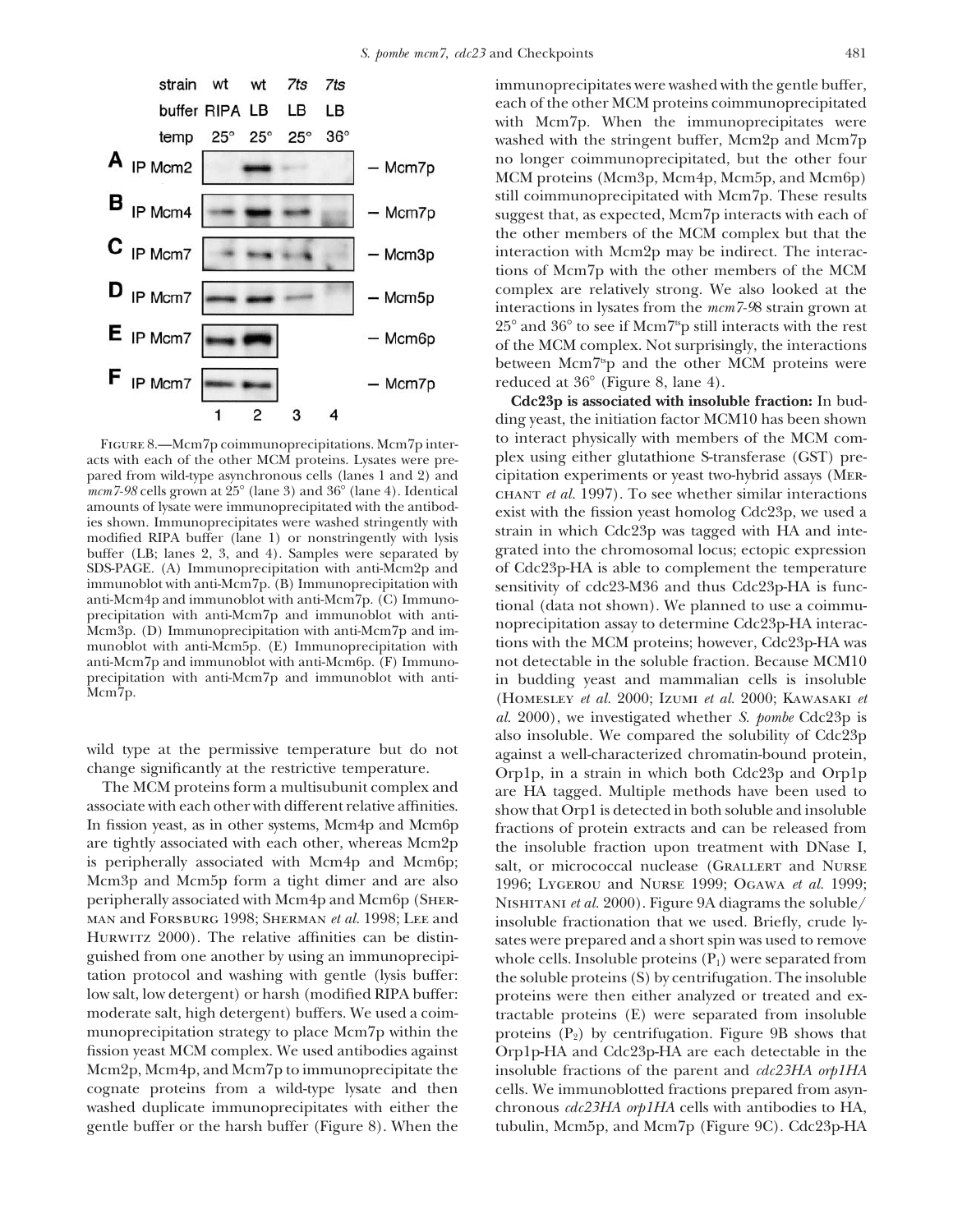| strain | wt | wt | 7ts | 7ts | |
|---|---|---|---|---|---|
| buffer | RIPA | LB | LB | LB | |
| temp | 25° | 25° | 25° | 36° | |
| **A** IP Mcm2 | | | | | – Mcm7p |
| **B** IP Mcm4 | | | | | – Mcm7p |
| **C** IP Mcm7 | | | | | – Mcm3p |
| **D** IP Mcm7 | | | | | – Mcm5p |
| **E** IP Mcm7 | | | | | – Mcm6p |
| **F** IP Mcm7 | | | | | – Mcm7p |
| | 1 | 2 | 3 | 4 | |

FIGURE 8.—Mcm7p coimmunoprecipitations. Mcm7p interacts with each of the other MCM proteins. Lysates were prepared from wild-type asynchronous cells (lanes 1 and 2) and *mcm7-98* cells grown at 25° (lane 3) and 36° (lane 4). Identical amounts of lysate were immunoprecipitated with the antibodies shown. Immunoprecipitates were washed stringently with modified RIPA buffer (lane 1) or nonstringently with lysis buffer (LB; lanes 2, 3, and 4). Samples were separated by SDS-PAGE. (A) Immunoprecipitation with anti-Mcm2p and immunoblot with anti-Mcm7p. (B) Immunoprecipitation with anti-Mcm4p and immunoblot with anti-Mcm7p. (C) Immunoprecipitation with anti-Mcm7p and immunoblot with anti-Mcm3p. (D) Immunoprecipitation with anti-Mcm7p and immunoblot with anti-Mcm5p. (E) Immunoprecipitation with anti-Mcm7p and immunoblot with anti-Mcm6p. (F) Immunoprecipitation with anti-Mcm7p and immunoblot with anti-Mcm7p.

wild type at the permissive temperature but do not change significantly at the restrictive temperature.

The MCM proteins form a multisubunit complex and associate with each other with different relative affinities. In fission yeast, as in other systems, Mcm4p and Mcm6p are tightly associated with each other, whereas Mcm2p is peripherally associated with Mcm4p and Mcm6p; Mcm3p and Mcm5p form a tight dimer and are also peripherally associated with Mcm4p and Mcm6p (Sherman and Forsburg 1998; Sherman *et al.* 1998; Lee and Hurwitz 2000). The relative affinities can be distinguished from one another by using an immunoprecipitation protocol and washing with gentle (lysis buffer: low salt, low detergent) or harsh (modified RIPA buffer: moderate salt, high detergent) buffers. We used a coimmunoprecipitation strategy to place Mcm7p within the fission yeast MCM complex. We used antibodies against Mcm2p, Mcm4p, and Mcm7p to immunoprecipitate the cognate proteins from a wild-type lysate and then washed duplicate immunoprecipitates with either the gentle buffer or the harsh buffer (Figure 8). When the immunoprecipitates were washed with the gentle buffer, each of the other MCM proteins coimmunoprecipitated with Mcm7p. When the immunoprecipitates were washed with the stringent buffer, Mcm2p and Mcm7p no longer coimmunoprecipitated, but the other four MCM proteins (Mcm3p, Mcm4p, Mcm5p, and Mcm6p) still coimmunoprecipitated with Mcm7p. These results suggest that, as expected, Mcm7p interacts with each of the other members of the MCM complex but that the interaction with Mcm2p may be indirect. The interactions of Mcm7p with the other members of the MCM complex are relatively strong. We also looked at the interactions in lysates from the *mcm7-98* strain grown at 25° and 36° to see if Mcm7$^{ts}$p still interacts with the rest of the MCM complex. Not surprisingly, the interactions between Mcm7$^{ts}$p and the other MCM proteins were reduced at 36° (Figure 8, lane 4).

**Cdc23p is associated with insoluble fraction:** In budding yeast, the initiation factor MCM10 has been shown to interact physically with members of the MCM complex using either glutathione S-transferase (GST) precipitation experiments or yeast two-hybrid assays (Merchant *et al.* 1997). To see whether similar interactions exist with the fission yeast homolog Cdc23p, we used a strain in which Cdc23p was tagged with HA and integrated into the chromosomal locus; ectopic expression of Cdc23p-HA is able to complement the temperature sensitivity of cdc23-M36 and thus Cdc23p-HA is functional (data not shown). We planned to use a coimmunoprecipitation assay to determine Cdc23p-HA interactions with the MCM proteins; however, Cdc23p-HA was not detectable in the soluble fraction. Because MCM10 in budding yeast and mammalian cells is insoluble (Homesley *et al.* 2000; Izumi *et al.* 2000; Kawasaki *et al.* 2000), we investigated whether *S. pombe* Cdc23p is also insoluble. We compared the solubility of Cdc23p against a well-characterized chromatin-bound protein, Orp1p, in a strain in which both Cdc23p and Orp1p are HA tagged. Multiple methods have been used to show that Orp1 is detected in both soluble and insoluble fractions of protein extracts and can be released from the insoluble fraction upon treatment with DNase I, salt, or micrococcal nuclease (Grallert and Nurse 1996; Lygerou and Nurse 1999; Ogawa *et al.* 1999; Nishitani *et al.* 2000). Figure 9A diagrams the soluble/insoluble fractionation that we used. Briefly, crude lysates were prepared and a short spin was used to remove whole cells. Insoluble proteins ($P_1$) were separated from the soluble proteins (S) by centrifugation. The insoluble proteins were then either analyzed or treated and extractable proteins (E) were separated from insoluble proteins ($P_2$) by centrifugation. Figure 9B shows that Orp1p-HA and Cdc23p-HA are each detectable in the insoluble fractions of the parent and *cdc23HA orp1HA* cells. We immunoblotted fractions prepared from asynchronous *cdc23HA orp1HA* cells with antibodies to HA, tubulin, Mcm5p, and Mcm7p (Figure 9C). Cdc23p-HA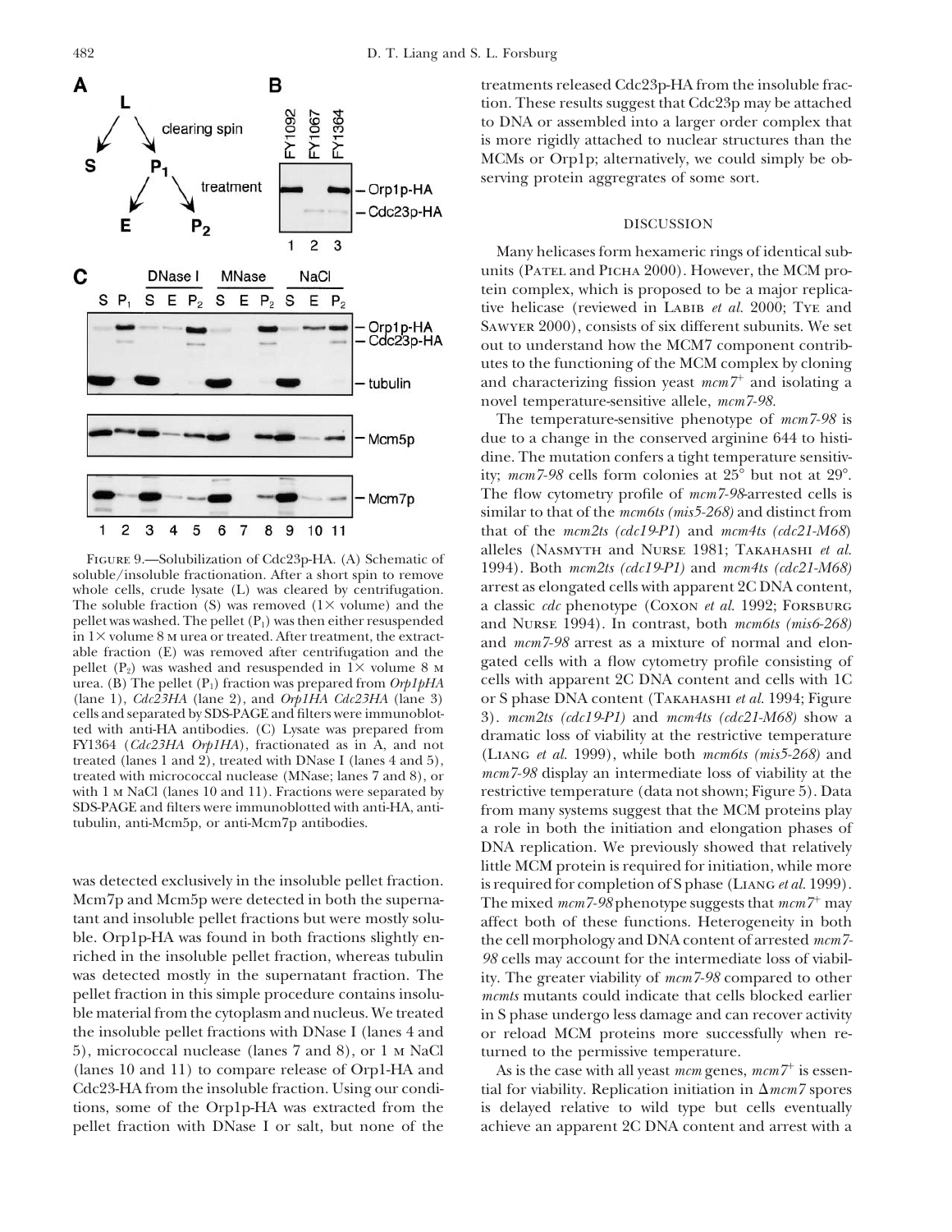FIGURE 9.—Solubilization of Cdc23p-HA. (A) Schematic of soluble/insoluble fractionation. After a short spin to remove whole cells, crude lysate (L) was cleared by centrifugation. The soluble fraction (S) was removed (1× volume) and the pellet was washed. The pellet ($P_1$) was then either resuspended in 1× volume 8 M urea or treated. After treatment, the extractable fraction (E) was removed after centrifugation and the pellet ($P_2$) was washed and resuspended in 1× volume 8 M urea. (B) The pellet ($P_1$) fraction was prepared from *Orp1pHA* (lane 1), *Cdc23HA* (lane 2), and *Orp1HA Cdc23HA* (lane 3) cells and separated by SDS-PAGE and filters were immunoblotted with anti-HA antibodies. (C) Lysate was prepared from FY1364 (*Cdc23HA Orp1HA*), fractionated as in A, and not treated (lanes 1 and 2), treated with DNase I (lanes 4 and 5), treated with micrococcal nuclease (MNase; lanes 7 and 8), or with 1 M NaCl (lanes 10 and 11). Fractions were separated by SDS-PAGE and filters were immunoblotted with anti-HA, anti-tubulin, anti-Mcm5p, or anti-Mcm7p antibodies.

was detected exclusively in the insoluble pellet fraction. Mcm7p and Mcm5p were detected in both the supernatant and insoluble pellet fractions but were mostly soluble. Orp1p-HA was found in both fractions slightly enriched in the insoluble pellet fraction, whereas tubulin was detected mostly in the supernatant fraction. The pellet fraction in this simple procedure contains insoluble material from the cytoplasm and nucleus. We treated the insoluble pellet fractions with DNase I (lanes 4 and 5), micrococcal nuclease (lanes 7 and 8), or 1 M NaCl (lanes 10 and 11) to compare release of Orp1-HA and Cdc23-HA from the insoluble fraction. Using our conditions, some of the Orp1p-HA was extracted from the pellet fraction with DNase I or salt, but none of the treatments released Cdc23p-HA from the insoluble fraction. These results suggest that Cdc23p may be attached to DNA or assembled into a larger order complex that is more rigidly attached to nuclear structures than the MCMs or Orp1p; alternatively, we could simply be observing protein aggregates of some sort.

## DISCUSSION

Many helicases form hexameric rings of identical subunits (Patel and Picha 2000). However, the MCM protein complex, which is proposed to be a major replicative helicase (reviewed in Labib *et al.* 2000; Tye and Sawyer 2000), consists of six different subunits. We set out to understand how the MCM7 component contributes to the functioning of the MCM complex by cloning and characterizing fission yeast $mcm7^+$ and isolating a novel temperature-sensitive allele, *mcm7-98*.

The temperature-sensitive phenotype of *mcm7-98* is due to a change in the conserved arginine 644 to histidine. The mutation confers a tight temperature sensitivity; *mcm7-98* cells form colonies at 25° but not at 29°. The flow cytometry profile of *mcm7-98*-arrested cells is similar to that of the *mcm6ts (mis5-268)* and distinct from that of the *mcm2ts (cdc19-P1)* and *mcm4ts (cdc21-M68)* alleles (Nasmyth and Nurse 1981; Takahashi *et al.* 1994). Both *mcm2ts (cdc19-P1)* and *mcm4ts (cdc21-M68)* arrest as elongated cells with apparent 2C DNA content, a classic *cdc* phenotype (Coxon *et al.* 1992; Forsburg and Nurse 1994). In contrast, both *mcm6ts (mis6-268)* and *mcm7-98* arrest as a mixture of normal and elongated cells with a flow cytometry profile consisting of cells with apparent 2C DNA content and cells with 1C or S phase DNA content (Takahashi *et al.* 1994; Figure 3). *mcm2ts (cdc19-P1)* and *mcm4ts (cdc21-M68)* show a dramatic loss of viability at the restrictive temperature (Liang *et al.* 1999), while both *mcm6ts (mis5-268)* and *mcm7-98* display an intermediate loss of viability at the restrictive temperature (data not shown; Figure 5). Data from many systems suggest that the MCM proteins play a role in both the initiation and elongation phases of DNA replication. We previously showed that relatively little MCM protein is required for initiation, while more is required for completion of S phase (Liang *et al.* 1999). The mixed *mcm7-98* phenotype suggests that $mcm7^+$ may affect both of these functions. Heterogeneity in both the cell morphology and DNA content of arrested *mcm7-98* cells may account for the intermediate loss of viability. The greater viability of *mcm7-98* compared to other *mcm*ts mutants could indicate that cells blocked earlier in S phase undergo less damage and can recover activity or reload MCM proteins more successfully when returned to the permissive temperature.

As is the case with all yeast *mcm* genes, $mcm7^+$ is essential for viability. Replication initiation in $\Delta mcm7$ spores is delayed relative to wild type but cells eventually achieve an apparent 2C DNA content and arrest with a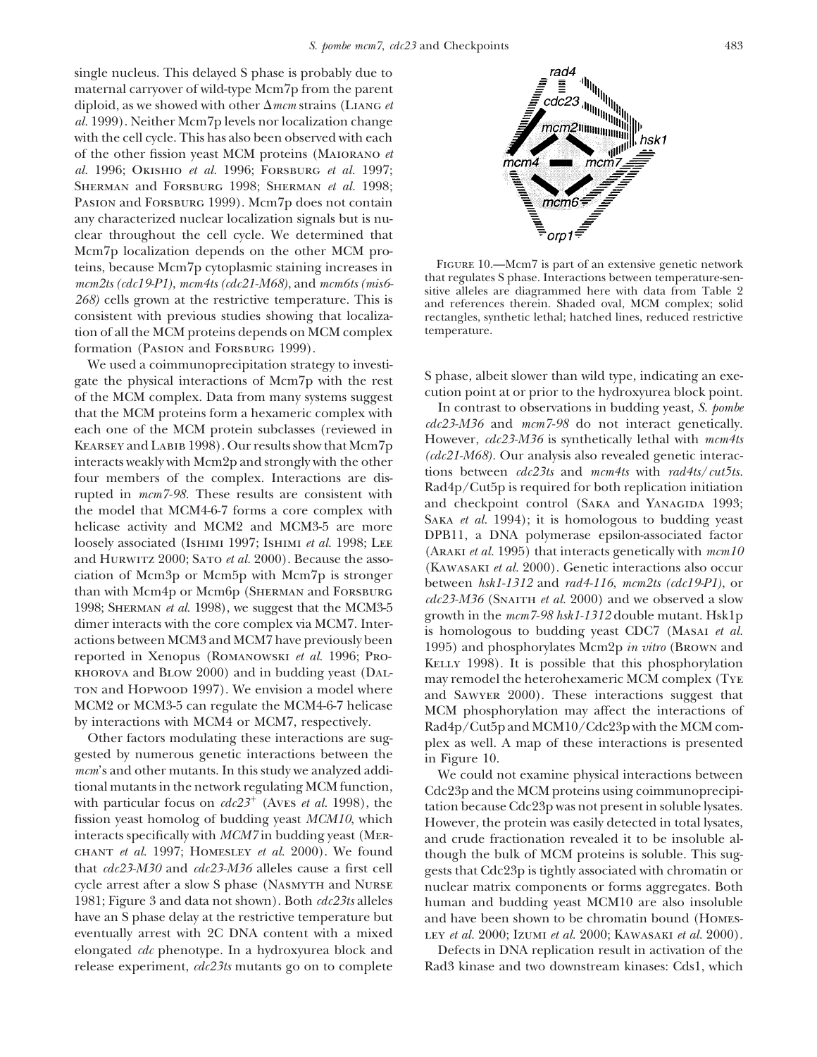single nucleus. This delayed S phase is probably due to maternal carryover of wild-type Mcm7p from the parent diploid, as we showed with other Δ*mcm* strains (Liang *et al.* 1999). Neither Mcm7p levels nor localization change with the cell cycle. This has also been observed with each of the other fission yeast MCM proteins (Maiorano *et al.* 1996; Okishio *et al.* 1996; Forsburg *et al.* 1997; Sherman and Forsburg 1998; Sherman *et al.* 1998; Pasion and Forsburg 1999). Mcm7p does not contain any characterized nuclear localization signals but is nuclear throughout the cell cycle. We determined that Mcm7p localization depends on the other MCM proteins, because Mcm7p cytoplasmic staining increases in *mcm2ts (cdc19-P1)*, *mcm4ts (cdc21-M68)*, and *mcm6ts (mis6-268)* cells grown at the restrictive temperature. This is consistent with previous studies showing that localization of all the MCM proteins depends on MCM complex formation (Pasion and Forsburg 1999).

We used a coimmunoprecipitation strategy to investigate the physical interactions of Mcm7p with the rest of the MCM complex. Data from many systems suggest that the MCM proteins form a hexameric complex with each one of the MCM protein subclasses (reviewed in Kearsey and Labib 1998). Our results show that Mcm7p interacts weakly with Mcm2p and strongly with the other four members of the complex. Interactions are disrupted in *mcm7-98*. These results are consistent with the model that MCM4-6-7 forms a core complex with helicase activity and MCM2 and MCM3-5 are more loosely associated (Ishimi 1997; Ishimi *et al.* 1998; Lee and Hurwitz 2000; Sato *et al.* 2000). Because the association of Mcm3p or Mcm5p with Mcm7p is stronger than with Mcm4p or Mcm6p (Sherman and Forsburg 1998; Sherman *et al.* 1998), we suggest that the MCM3-5 dimer interacts with the core complex via MCM7. Interactions between MCM3 and MCM7 have previously been reported in Xenopus (Romanowski *et al.* 1996; Prokhorova and Blow 2000) and in budding yeast (Dalton and Hopwood 1997). We envision a model where MCM2 or MCM3-5 can regulate the MCM4-6-7 helicase by interactions with MCM4 or MCM7, respectively.

Other factors modulating these interactions are suggested by numerous genetic interactions between the *mcm*'s and other mutants. In this study we analyzed additional mutants in the network regulating MCM function, with particular focus on *cdc23*$^{+}$ (Aves *et al.* 1998), the fission yeast homolog of budding yeast *MCM10*, which interacts specifically with *MCM7* in budding yeast (Merchant *et al.* 1997; Homesley *et al.* 2000). We found that *cdc23-M30* and *cdc23-M36* alleles cause a first cell cycle arrest after a slow S phase (Nasmyth and Nurse 1981; Figure 3 and data not shown). Both *cdc23ts* alleles have an S phase delay at the restrictive temperature but eventually arrest with 2C DNA content with a mixed elongated *cdc* phenotype. In a hydroxyurea block and release experiment, *cdc23ts* mutants go on to complete S phase, albeit slower than wild type, indicating an execution point at or prior to the hydroxyurea block point.

In contrast to observations in budding yeast, *S. pombe cdc23-M36* and *mcm7-98* do not interact genetically. However, *cdc23-M36* is synthetically lethal with *mcm4ts (cdc21-M68)*. Our analysis also revealed genetic interactions between *cdc23ts* and *mcm4ts* with *rad4ts/cut5ts*. Rad4p/Cut5p is required for both replication initiation and checkpoint control (Saka and Yanagida 1993; Saka *et al.* 1994); it is homologous to budding yeast DPB11, a DNA polymerase epsilon-associated factor (Araki *et al.* 1995) that interacts genetically with *mcm10* (Kawasaki *et al.* 2000). Genetic interactions also occur between *hsk1-1312* and *rad4-116*, *mcm2ts (cdc19-P1)*, or *cdc23-M36* (Snaith *et al.* 2000) and we observed a slow growth in the *mcm7-98 hsk1-1312* double mutant. Hsk1p is homologous to budding yeast CDC7 (Masai *et al.* 1995) and phosphorylates Mcm2p *in vitro* (Brown and Kelly 1998). It is possible that this phosphorylation may remodel the heterohexameric MCM complex (Tye and Sawyer 2000). These interactions suggest that MCM phosphorylation may affect the interactions of Rad4p/Cut5p and MCM10/Cdc23p with the MCM complex as well. A map of these interactions is presented in Figure 10.

Figure 10.—Mcm7 is part of an extensive genetic network that regulates S phase. Interactions between temperature-sensitive alleles are diagrammed here with data from Table 2 and references therein. Shaded oval, MCM complex; solid rectangles, synthetic lethal; hatched lines, reduced restrictive temperature.

We could not examine physical interactions between Cdc23p and the MCM proteins using coimmunoprecipitation because Cdc23p was not present in soluble lysates. However, the protein was easily detected in total lysates, and crude fractionation revealed it to be insoluble although the bulk of MCM proteins is soluble. This suggests that Cdc23p is tightly associated with chromatin or nuclear matrix components or forms aggregates. Both human and budding yeast MCM10 are also insoluble and have been shown to be chromatin bound (Homesley *et al.* 2000; Izumi *et al.* 2000; Kawasaki *et al.* 2000).

Defects in DNA replication result in activation of the Rad3 kinase and two downstream kinases: Cds1, which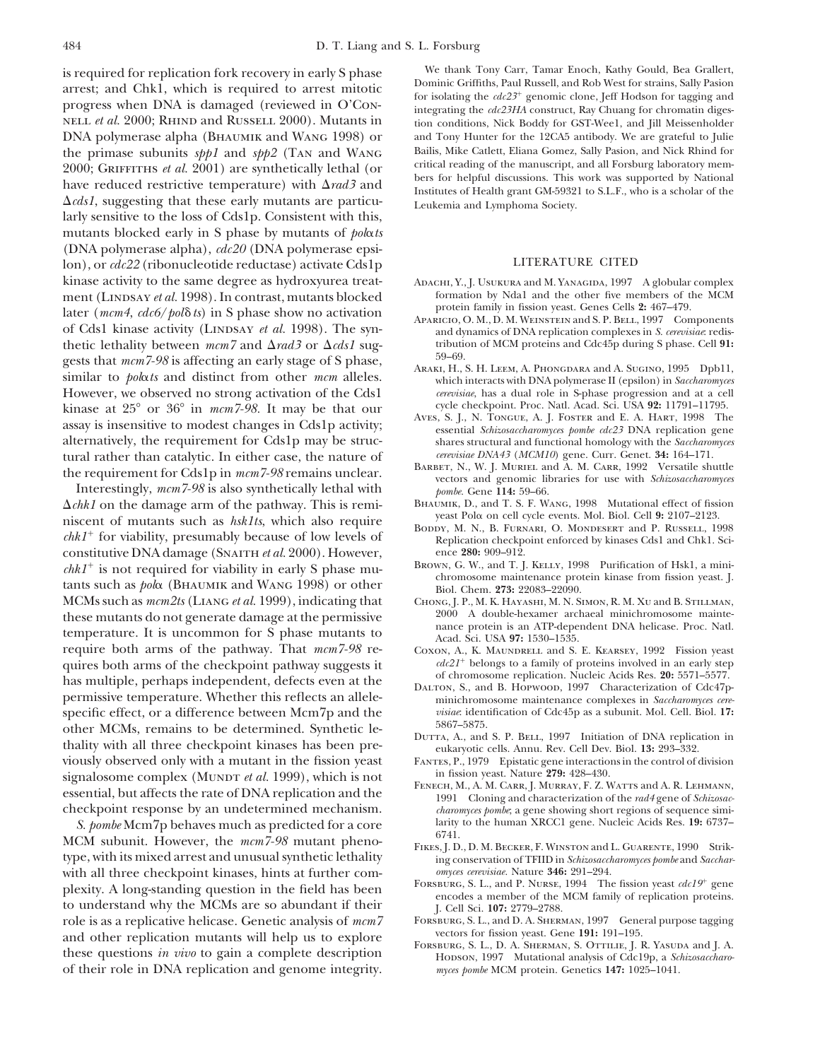is required for replication fork recovery in early S phase arrest; and Chk1, which is required to arrest mitotic progress when DNA is damaged (reviewed in O'Connell *et al.* 2000; Rhind and Russell 2000). Mutants in DNA polymerase alpha (Bhaumik and Wang 1998) or the primase subunits *spp1* and *spp2* (Tan and Wang 2000; Griffiths *et al.* 2001) are synthetically lethal (or have reduced restrictive temperature) with Δ*rad3* and Δ*cds1*, suggesting that these early mutants are particularly sensitive to the loss of Cds1p. Consistent with this, mutants blocked early in S phase by mutants of *pol*α*ts* (DNA polymerase alpha), *cdc20* (DNA polymerase epsilon), or *cdc22* (ribonucleotide reductase) activate Cds1p kinase activity to the same degree as hydroxyurea treatment (Lindsay *et al.* 1998). In contrast, mutants blocked later (*mcm4*, *cdc6/pol*δ *ts*) in S phase show no activation of Cds1 kinase activity (Lindsay *et al.* 1998). The synthetic lethality between *mcm7* and Δ*rad3* or Δ*cds1* suggests that *mcm7-98* is affecting an early stage of S phase, similar to *pol*α*ts* and distinct from other *mcm* alleles. However, we observed no strong activation of the Cds1 kinase at 25° or 36° in *mcm7-98*. It may be that our assay is insensitive to modest changes in Cds1p activity; alternatively, the requirement for Cds1p may be structural rather than catalytic. In either case, the nature of the requirement for Cds1p in *mcm7-98* remains unclear.

Interestingly, *mcm7-98* is also synthetically lethal with Δ*chk1* on the damage arm of the pathway. This is reminiscent of mutants such as *hsk1ts*, which also require $chk1^+$ for viability, presumably because of low levels of constitutive DNA damage (Snaith *et al.* 2000). However, $chk1^+$ is not required for viability in early S phase mutants such as *pol*α (Bhaumik and Wang 1998) or other MCMs such as *mcm2ts* (Liang *et al.* 1999), indicating that these mutants do not generate damage at the permissive temperature. It is uncommon for S phase mutants to require both arms of the pathway. That *mcm7-98* requires both arms of the checkpoint pathway suggests it has multiple, perhaps independent, defects even at the permissive temperature. Whether this reflects an allele-specific effect, or a difference between Mcm7p and the other MCMs, remains to be determined. Synthetic lethality with all three checkpoint kinases has been previously observed only with a mutant in the fission yeast signalosome complex (Mundt *et al.* 1999), which is not essential, but affects the rate of DNA replication and the checkpoint response by an undetermined mechanism.

*S. pombe* Mcm7p behaves much as predicted for a core MCM subunit. However, the *mcm7-98* mutant phenotype, with its mixed arrest and unusual synthetic lethality with all three checkpoint kinases, hints at further complexity. A long-standing question in the field has been to understand why the MCMs are so abundant if their role is as a replicative helicase. Genetic analysis of *mcm7* and other replication mutants will help us to explore these questions *in vivo* to gain a complete description of their role in DNA replication and genome integrity.

We thank Tony Carr, Tamar Enoch, Kathy Gould, Bea Grallert, Dominic Griffiths, Paul Russell, and Rob West for strains, Sally Pasion for isolating the $cdc23^+$ genomic clone, Jeff Hodson for tagging and integrating the *cdc23HA* construct, Ray Chuang for chromatin digestion conditions, Nick Boddy for GST-Wee1, and Jill Meissenholder and Tony Hunter for the 12CA5 antibody. We are grateful to Julie Bailis, Mike Catlett, Eliana Gomez, Sally Pasion, and Nick Rhind for critical reading of the manuscript, and all Forsburg laboratory members for helpful discussions. This work was supported by National Institutes of Health grant GM-59321 to S.L.F., who is a scholar of the Leukemia and Lymphoma Society.

## LITERATURE CITED

Adachi, Y., J. Usukura and M. Yanagida, 1997 A globular complex formation by Nda1 and the other five members of the MCM protein family in fission yeast. Genes Cells **2:** 467–479.

Aparicio, O. M., D. M. Weinstein and S. P. Bell, 1997 Components and dynamics of DNA replication complexes in *S. cerevisiae*: redistribution of MCM proteins and Cdc45p during S phase. Cell **91:** 59–69.

Araki, H., S. H. Leem, A. Phongdara and A. Sugino, 1995 Dpb11, which interacts with DNA polymerase II (epsilon) in *Saccharomyces cerevisiae*, has a dual role in S-phase progression and at a cell cycle checkpoint. Proc. Natl. Acad. Sci. USA **92:** 11791–11795.

Aves, S. J., N. Tongue, A. J. Foster and E. A. Hart, 1998 The essential *Schizosaccharomyces pombe cdc23* DNA replication gene shares structural and functional homology with the *Saccharomyces cerevisiae DNA43* (*MCM10*) gene. Curr. Genet. **34:** 164–171.

Barbet, N., W. J. Muriel and A. M. Carr, 1992 Versatile shuttle vectors and genomic libraries for use with *Schizosaccharomyces pombe*. Gene **114:** 59–66.

Bhaumik, D., and T. S. F. Wang, 1998 Mutational effect of fission yeast Polα on cell cycle events. Mol. Biol. Cell **9:** 2107–2123.

Boddy, M. N., B. Furnari, O. Mondesert and P. Russell, 1998 Replication checkpoint enforced by kinases Cds1 and Chk1. Science **280:** 909–912.

Brown, G. W., and T. J. Kelly, 1998 Purification of Hsk1, a minichromosome maintenance protein kinase from fission yeast. J. Biol. Chem. **273:** 22083–22090.

Chong, J. P., M. K. Hayashi, M. N. Simon, R. M. Xu and B. Stillman, 2000 A double-hexamer archaeal minichromosome maintenance protein is an ATP-dependent DNA helicase. Proc. Natl. Acad. Sci. USA **97:** 1530–1535.

Coxon, A., K. Maundrell and S. E. Kearsey, 1992 Fission yeast $cdc21^+$ belongs to a family of proteins involved in an early step of chromosome replication. Nucleic Acids Res. **20:** 5571–5577.

Dalton, S., and B. Hopwood, 1997 Characterization of Cdc47p-minichromosome maintenance complexes in *Saccharomyces cerevisiae*: identification of Cdc45p as a subunit. Mol. Cell. Biol. **17:** 5867–5875.

Dutta, A., and S. P. Bell, 1997 Initiation of DNA replication in eukaryotic cells. Annu. Rev. Cell Dev. Biol. **13:** 293–332.

Fantes, P., 1979 Epistatic gene interactions in the control of division in fission yeast. Nature **279:** 428–430.

Fenech, M., A. M. Carr, J. Murray, F. Z. Watts and A. R. Lehmann, 1991 Cloning and characterization of the *rad4* gene of *Schizosaccharomyces pombe*; a gene showing short regions of sequence similarity to the human XRCC1 gene. Nucleic Acids Res. **19:** 6737–6741.

Fikes, J. D., D. M. Becker, F. Winston and L. Guarente, 1990 Striking conservation of TFIID in *Schizosaccharomyces pombe* and *Saccharomyces cerevisiae*. Nature **346:** 291–294.

Forsburg, S. L., and P. Nurse, 1994 The fission yeast $cdc19^+$ gene encodes a member of the MCM family of replication proteins. J. Cell Sci. **107:** 2779–2788.

Forsburg, S. L., and D. A. Sherman, 1997 General purpose tagging vectors for fission yeast. Gene **191:** 191–195.

Forsburg, S. L., D. A. Sherman, S. Ottilie, J. R. Yasuda and J. A. Hodson, 1997 Mutational analysis of Cdc19p, a *Schizosaccharomyces pombe* MCM protein. Genetics **147:** 1025–1041.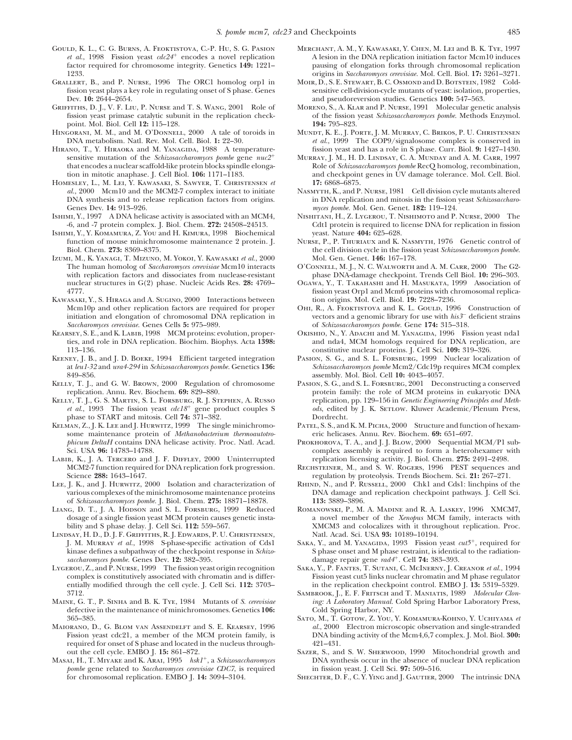Gould, K. L., C. G. Burns, A. Feoktistova, C.-P. Hu, S. G. Pasion *et al.*, 1998 Fission yeast *cdc24*+ encodes a novel replication factor required for chromosome integrity. Genetics **149:** 1221–1233.

Grallert, B., and P. Nurse, 1996 The ORC1 homolog orp1 in fission yeast plays a key role in regulating onset of S phase. Genes Dev. **10:** 2644–2654.

Griffiths, D. J., V. F. Liu, P. Nurse and T. S. Wang, 2001 Role of fission yeast primase catalytic subunit in the replication checkpoint. Mol. Biol. Cell **12:** 115–128.

Hingorani, M. M., and M. O'Donnell, 2000 A tale of toroids in DNA metabolism. Natl. Rev. Mol. Cell. Biol. **1:** 22–30.

Hirano, T., Y. Hiraoka and M. Yanagida, 1988 A temperature-sensitive mutation of the *Schizosaccharomyces pombe* gene *nuc2*+ that encodes a nuclear scaffold-like protein blocks spindle elongation in mitotic anaphase. J. Cell Biol. **106:** 1171–1183.

Homesley, L., M. Lei, Y. Kawasaki, S. Sawyer, T. Christensen *et al.*, 2000 Mcm10 and the MCM2-7 complex interact to initiate DNA synthesis and to release replication factors from origins. Genes Dev. **14:** 913–926.

Ishimi, Y., 1997 A DNA helicase activity is associated with an MCM4, -6, and -7 protein complex. J. Biol. Chem. **272:** 24508–24513.

Ishimi, Y., Y. Komamura, Z. You and H. Kimura, 1998 Biochemical function of mouse minichromosome maintenance 2 protein. J. Biol. Chem. **273:** 8369–8375.

Izumi, M., K. Yanagi, T. Mizuno, M. Yokoi, Y. Kawasaki *et al.*, 2000 The human homolog of *Saccharomyces cerevisiae* Mcm10 interacts with replication factors and dissociates from nuclease-resistant nuclear structures in G(2) phase. Nucleic Acids Res. **28:** 4769–4777.

Kawasaki, Y., S. Hiraga and A. Sugino, 2000 Interactions between Mcm10p and other replication factors are required for proper initiation and elongation of chromosomal DNA replication in *Saccharomyces cerevisiae*. Genes Cells **5:** 975–989.

Kearsey, S. E., and K. Labib, 1998 MCM proteins: evolution, properties, and role in DNA replication. Biochim. Biophys. Acta **1398:** 113–136.

Keeney, J. B., and J. D. Boeke, 1994 Efficient targeted integration at *leu1-32* and *ura4-294* in *Schizosaccharomyces pombe*. Genetics **136:** 849–856.

Kelly, T. J., and G. W. Brown, 2000 Regulation of chromosome replication. Annu. Rev. Biochem. **69:** 829–880.

Kelly, T. J., G. S. Martin, S. L. Forsburg, R. J. Stephen, A. Russo *et al.*, 1993 The fission yeast *cdc18*+ gene product couples S phase to START and mitosis. Cell **74:** 371–382.

Kelman, Z., J. K. Lee and J. Hurwitz, 1999 The single minichromosome maintenance protein of *Methanobacterium thermoautotrophicum DeltaH* contains DNA helicase activity. Proc. Natl. Acad. Sci. USA **96:** 14783–14788.

Labib, K., J. A. Tercero and J. F. Diffley, 2000 Uninterrupted MCM2-7 function required for DNA replication fork progression. Science **288:** 1643–1647.

Lee, J. K., and J. Hurwitz, 2000 Isolation and characterization of various complexes of the minichromosome maintenance proteins of *Schizosaccharomyces pombe*. J. Biol. Chem. **275:** 18871–18878.

Liang, D. T., J. A. Hodson and S. L. Forsburg, 1999 Reduced dosage of a single fission yeast MCM protein causes genetic instability and S phase delay. J. Cell Sci. **112:** 559–567.

Lindsay, H. D., D. J. F. Griffiths, R. J. Edwards, P. U. Christensen, J. M. Murray *et al.*, 1998 S-phase-specific activation of Cds1 kinase defines a subpathway of the checkpoint response in *Schizosaccharomyces pombe*. Genes Dev. **12:** 382–395.

Lygerou, Z., and P. Nurse, 1999 The fission yeast origin recognition complex is constitutively associated with chromatin and is differentially modified through the cell cycle. J. Cell Sci. **112:** 3703–3712.

Maine, G. T., P. Sinha and B. K. Tye, 1984 Mutants of *S. cerevisiae* defective in the maintenance of minichromosomes. Genetics **106:** 365–385.

Maiorano, D., G. Blom van Assendelft and S. E. Kearsey, 1996 Fission yeast cdc21, a member of the MCM protein family, is required for onset of S phase and located in the nucleus throughout the cell cycle. EMBO J. **15:** 861–872.

Masai, H., T. Miyake and K. Arai, 1995 *hsk1*+, a *Schizosaccharomyces pombe* gene related to *Saccharomyces cerevisiae CDC7*, is required for chromosomal replication. EMBO J. **14:** 3094–3104.

Merchant, A. M., Y. Kawasaki, Y. Chen, M. Lei and B. K. Tye, 1997 A lesion in the DNA replication initiation factor Mcm10 induces pausing of elongation forks through chromosomal replication origins in *Saccharomyces cerevisiae*. Mol. Cell. Biol. **17:** 3261–3271.

Moir, D., S. E. Stewart, B. C. Osmond and D. Botstein, 1982 Cold-sensitive cell-division-cycle mutants of yeast: isolation, properties, and pseudoreversion studies. Genetics **100:** 547–563.

Moreno, S., A. Klar and P. Nurse, 1991 Molecular genetic analysis of the fission yeast *Schizosaccharomyces pombe*. Methods Enzymol. **194:** 795–823.

Mundt, K. E., J. Porte, J. M. Murray, C. Brikos, P. U. Christensen *et al.*, 1999 The COP9/signalosome complex is conserved in fission yeast and has a role in S phase. Curr. Biol. **9:** 1427–1430.

Murray, J. M., H. D. Lindsay, C. A. Munday and A. M. Carr, 1997 Role of *Schizosaccharomyces pombe* RecQ homolog, recombination, and checkpoint genes in UV damage tolerance. Mol. Cell. Biol. **17:** 6868–6875.

Nasmyth, K., and P. Nurse, 1981 Cell division cycle mutants altered in DNA replication and mitosis in the fission yeast *Schizosaccharomyces pombe*. Mol. Gen. Genet. **182:** 119–124.

Nishitani, H., Z. Lygerou, T. Nishimoto and P. Nurse, 2000 The Cdt1 protein is required to license DNA for replication in fission yeast. Nature **404:** 625–628.

Nurse, P., P. Thuriaux and K. Nasmyth, 1976 Genetic control of the cell division cycle in the fission yeast *Schizosaccharomyces pombe*. Mol. Gen. Genet. **146:** 167–178.

O'Connell, M. J., N. C. Walworth and A. M. Carr, 2000 The G2-phase DNA-damage checkpoint. Trends Cell Biol. **10:** 296–303.

Ogawa, Y., T. Takahashi and H. Masukata, 1999 Association of fission yeast Orp1 and Mcm6 proteins with chromosomal replication origins. Mol. Cell. Biol. **19:** 7228–7236.

Ohi, R., A. Feoktistova and K. L. Gould, 1996 Construction of vectors and a genomic library for use with *his3*− deficient strains of *Schizosaccharomyces pombe*. Gene **174:** 315–318.

Okishio, N., Y. Adachi and M. Yanagida, 1996 Fission yeast nda1 and nda4, MCM homologs required for DNA replication, are constitutive nuclear proteins. J. Cell Sci. **109:** 319–326.

Pasion, S. G., and S. L. Forsburg, 1999 Nuclear localization of *Schizosaccharomyces pombe* Mcm2/Cdc19p requires MCM complex assembly. Mol. Biol. Cell **10:** 4043–4057.

Pasion, S. G., and S. L. Forsburg, 2001 Deconstructing a conserved protein family: the role of MCM proteins in eukaryotic DNA replication, pp. 129–156 in *Genetic Engineering Principles and Methods*, edited by J. K. Setlow. Kluwer Academic/Plenum Press, Dordrecht.

Patel, S. S., and K. M. Picha, 2000 Structure and function of hexameric helicases. Annu. Rev. Biochem. **69:** 651–697.

Prokhorova, T. A., and J. J. Blow, 2000 Sequential MCM/P1 subcomplex assembly is required to form a heterohexamer with replication licensing activity. J. Biol. Chem. **275:** 2491–2498.

Rechsteiner, M., and S. W. Rogers, 1996 PEST sequences and regulation by proteolysis. Trends Biochem. Sci. **21:** 267–271.

Rhind, N., and P. Russell, 2000 Chk1 and Cds1: linchpins of the DNA damage and replication checkpoint pathways. J. Cell Sci. **113:** 3889–3896.

Romanowski, P., M. A. Madine and R. A. Laskey, 1996 XMCM7, a novel member of the *Xenopus* MCM family, interacts with XMCM3 and colocalizes with it throughout replication. Proc. Natl. Acad. Sci. USA **93:** 10189–10194.

Saka, Y., and M. Yanagida, 1993 Fission yeast *cut5*+, required for S phase onset and M phase restraint, is identical to the radiation-damage repair gene *rad4*+. Cell **74:** 383–393.

Saka, Y., P. Fantes, T. Sutani, C. McInerny, J. Creanor *et al.*, 1994 Fission yeast cut5 links nuclear chromatin and M phase regulator in the replication checkpoint control. EMBO J. **13:** 5319–5329.

Sambrook, J., E. F. Fritsch and T. Maniatis, 1989 *Molecular Cloning: A Laboratory Manual*. Cold Spring Harbor Laboratory Press, Cold Spring Harbor, NY.

Sato, M., T. Gotow, Z. You, Y. Komamura-Kohno, Y. Uchiyama *et al.*, 2000 Electron microscopic observation and single-stranded DNA binding activity of the Mcm4,6,7 complex. J. Mol. Biol. **300:** 421–431.

Sazer, S., and S. W. Sherwood, 1990 Mitochondrial growth and DNA synthesis occur in the absence of nuclear DNA replication in fission yeast. J. Cell Sci. **97:** 509–516.

Shechter, D. F., C. Y. Ying and J. Gautier, 2000 The intrinsic DNA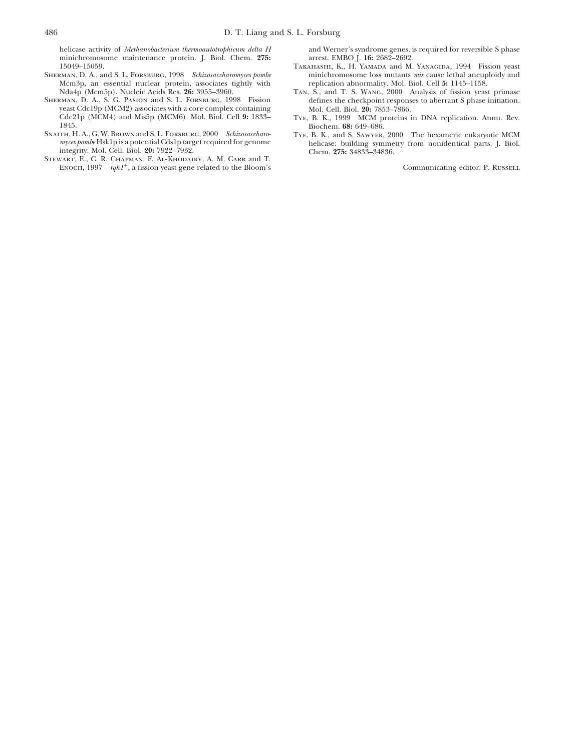helicase activity of *Methanobacterium thermoautotrophicum delta H* minichromosome maintenance protein. J. Biol. Chem. **275:** 15049–15059.

Sherman, D. A., and S. L. Forsburg, 1998 *Schizosaccharomyces pombe* Mcm3p, an essential nuclear protein, associates tightly with Nda4p (Mcm5p). Nucleic Acids Res. **26:** 3955–3960.

Sherman, D. A., S. G. Pasion and S. L. Forsburg, 1998 Fission yeast Cdc19p (MCM2) associates with a core complex containing Cdc21p (MCM4) and Mis5p (MCM6). Mol. Biol. Cell **9:** 1833–1845.

Snaith, H. A., G. W. Brown and S. L. Forsburg, 2000 *Schizosaccharomyces pombe* Hsk1p is a potential Cds1p target required for genome integrity. Mol. Cell. Biol. **20:** 7922–7932.

Stewart, E., C. R. Chapman, F. Al-Khodairy, A. M. Carr and T. Enoch, 1997 *rqh1*$^{+}$, a fission yeast gene related to the Bloom's and Werner's syndrome genes, is required for reversible S phase arrest. EMBO J. **16:** 2682–2692.

Takahashi, K., H. Yamada and M. Yanagida, 1994 Fission yeast minichromosome loss mutants *mis* cause lethal aneuploidy and replication abnormality. Mol. Biol. Cell **5:** 1145–1158.

Tan, S., and T. S. Wang, 2000 Analysis of fission yeast primase defines the checkpoint responses to aberrant S phase initiation. Mol. Cell. Biol. **20:** 7853–7866.

Tye, B. K., 1999 MCM proteins in DNA replication. Annu. Rev. Biochem. **68:** 649–686.

Tye, B. K., and S. Sawyer, 2000 The hexameric eukaryotic MCM helicase: building symmetry from nonidentical parts. J. Biol. Chem. **275:** 34833–34836.

Communicating editor: P. Russell